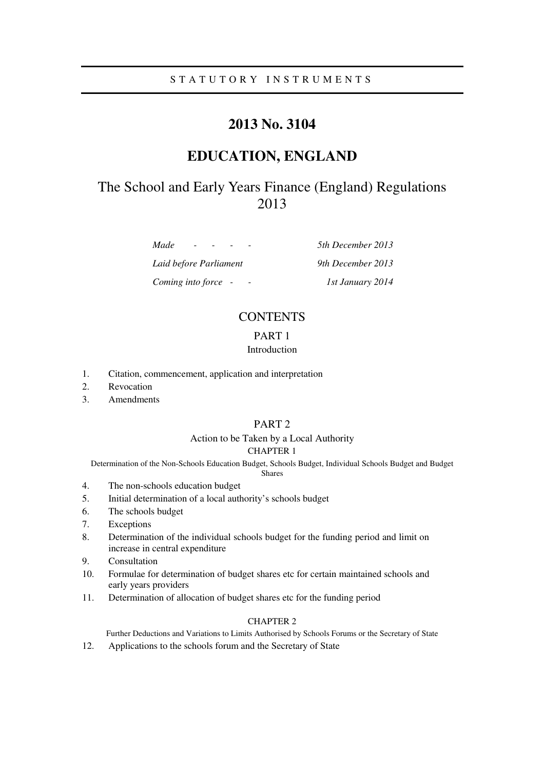STATUTORY INSTRUMENTS

# 2013 No. 3104

# EDUCATION, ENGLAND

## The School and Early Years Finance (England) Regulations 2013

| | |
|---|---|
| *Made - - - -* | *5th December 2013* |
| *Laid before Parliament* | *9th December 2013* |
| *Coming into force - -* | *1st January 2014* |

## CONTENTS

### PART 1
Introduction

1. Citation, commencement, application and interpretation
2. Revocation
3. Amendments

### PART 2
Action to be Taken by a Local Authority

CHAPTER 1

Determination of the Non-Schools Education Budget, Schools Budget, Individual Schools Budget and Budget Shares

4. The non-schools education budget
5. Initial determination of a local authority's schools budget
6. The schools budget
7. Exceptions
8. Determination of the individual schools budget for the funding period and limit on increase in central expenditure
9. Consultation
10. Formulae for determination of budget shares etc for certain maintained schools and early years providers
11. Determination of allocation of budget shares etc for the funding period

CHAPTER 2

Further Deductions and Variations to Limits Authorised by Schools Forums or the Secretary of State

12. Applications to the schools forum and the Secretary of State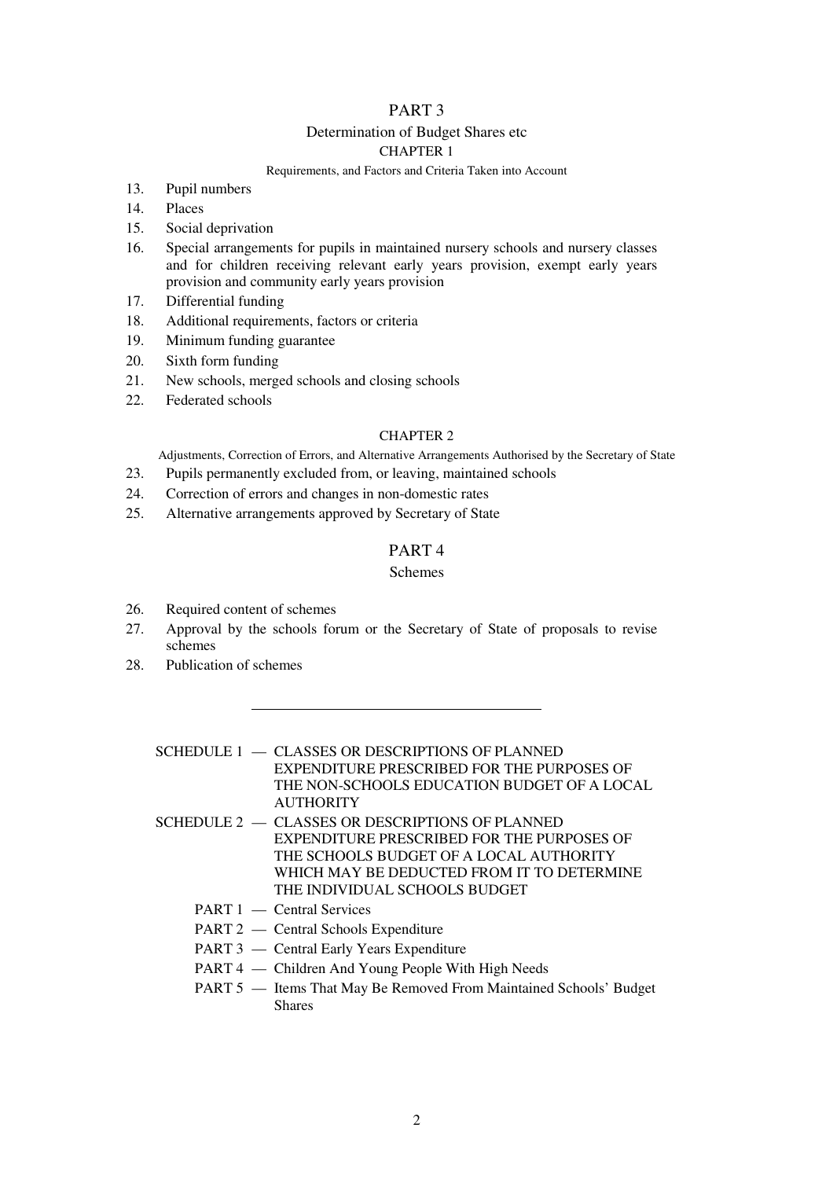## PART 3

### Determination of Budget Shares etc

#### CHAPTER 1

Requirements, and Factors and Criteria Taken into Account

13. Pupil numbers
14. Places
15. Social deprivation
16. Special arrangements for pupils in maintained nursery schools and nursery classes and for children receiving relevant early years provision, exempt early years provision and community early years provision
17. Differential funding
18. Additional requirements, factors or criteria
19. Minimum funding guarantee
20. Sixth form funding
21. New schools, merged schools and closing schools
22. Federated schools

#### CHAPTER 2

Adjustments, Correction of Errors, and Alternative Arrangements Authorised by the Secretary of State

23. Pupils permanently excluded from, or leaving, maintained schools
24. Correction of errors and changes in non-domestic rates
25. Alternative arrangements approved by Secretary of State

## PART 4

### Schemes

26. Required content of schemes
27. Approval by the schools forum or the Secretary of State of proposals to revise schemes
28. Publication of schemes

---

SCHEDULE 1 — CLASSES OR DESCRIPTIONS OF PLANNED EXPENDITURE PRESCRIBED FOR THE PURPOSES OF THE NON-SCHOOLS EDUCATION BUDGET OF A LOCAL AUTHORITY

SCHEDULE 2 — CLASSES OR DESCRIPTIONS OF PLANNED EXPENDITURE PRESCRIBED FOR THE PURPOSES OF THE SCHOOLS BUDGET OF A LOCAL AUTHORITY WHICH MAY BE DEDUCTED FROM IT TO DETERMINE THE INDIVIDUAL SCHOOLS BUDGET

- PART 1 — Central Services
- PART 2 — Central Schools Expenditure
- PART 3 — Central Early Years Expenditure
- PART 4 — Children And Young People With High Needs
- PART 5 — Items That May Be Removed From Maintained Schools' Budget Shares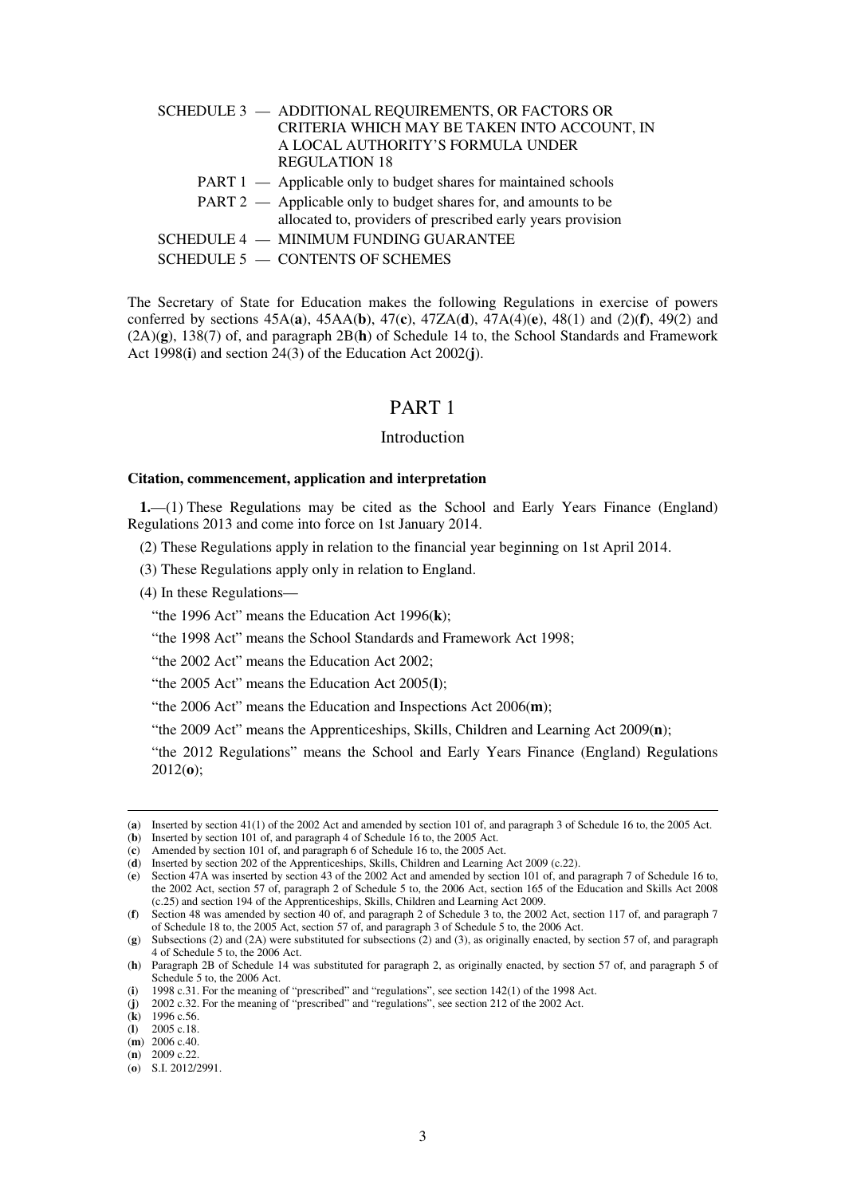SCHEDULE 3 — ADDITIONAL REQUIREMENTS, OR FACTORS OR CRITERIA WHICH MAY BE TAKEN INTO ACCOUNT, IN A LOCAL AUTHORITY'S FORMULA UNDER REGULATION 18

PART 1 — Applicable only to budget shares for maintained schools

PART 2 — Applicable only to budget shares for, and amounts to be allocated to, providers of prescribed early years provision

SCHEDULE 4 — MINIMUM FUNDING GUARANTEE

SCHEDULE 5 — CONTENTS OF SCHEMES

The Secretary of State for Education makes the following Regulations in exercise of powers conferred by sections 45A(**a**), 45AA(**b**), 47(**c**), 47ZA(**d**), 47A(4)(**e**), 48(1) and (2)(**f**), 49(2) and (2A)(**g**), 138(7) of, and paragraph 2B(**h**) of Schedule 14 to, the School Standards and Framework Act 1998(**i**) and section 24(3) of the Education Act 2002(**j**).

# PART 1

## Introduction

### Citation, commencement, application and interpretation

**1.**—(1) These Regulations may be cited as the School and Early Years Finance (England) Regulations 2013 and come into force on 1st January 2014.

(2) These Regulations apply in relation to the financial year beginning on 1st April 2014.

(3) These Regulations apply only in relation to England.

(4) In these Regulations—

"the 1996 Act" means the Education Act 1996(**k**);

"the 1998 Act" means the School Standards and Framework Act 1998;

"the 2002 Act" means the Education Act 2002;

"the 2005 Act" means the Education Act 2005(**l**);

"the 2006 Act" means the Education and Inspections Act 2006(**m**);

"the 2009 Act" means the Apprenticeships, Skills, Children and Learning Act 2009(**n**);

"the 2012 Regulations" means the School and Early Years Finance (England) Regulations 2012(**o**);

---

(**a**) Inserted by section 41(1) of the 2002 Act and amended by section 101 of, and paragraph 3 of Schedule 16 to, the 2005 Act.
(**b**) Inserted by section 101 of, and paragraph 4 of Schedule 16 to, the 2005 Act.
(**c**) Amended by section 101 of, and paragraph 6 of Schedule 16 to, the 2005 Act.
(**d**) Inserted by section 202 of the Apprenticeships, Skills, Children and Learning Act 2009 (c.22).
(**e**) Section 47A was inserted by section 43 of the 2002 Act and amended by section 101 of, and paragraph 7 of Schedule 16 to, the 2002 Act, section 57 of, paragraph 2 of Schedule 5 to, the 2006 Act, section 165 of the Education and Skills Act 2008 (c.25) and section 194 of the Apprenticeships, Skills, Children and Learning Act 2009.
(**f**) Section 48 was amended by section 40 of, and paragraph 2 of Schedule 3 to, the 2002 Act, section 117 of, and paragraph 7 of Schedule 18 to, the 2005 Act, section 57 of, and paragraph 3 of Schedule 5 to, the 2006 Act.
(**g**) Subsections (2) and (2A) were substituted for subsections (2) and (3), as originally enacted, by section 57 of, and paragraph 4 of Schedule 5 to, the 2006 Act.
(**h**) Paragraph 2B of Schedule 14 was substituted for paragraph 2, as originally enacted, by section 57 of, and paragraph 5 of Schedule 5 to, the 2006 Act.
(**i**) 1998 c.31. For the meaning of "prescribed" and "regulations", see section 142(1) of the 1998 Act.
(**j**) 2002 c.32. For the meaning of "prescribed" and "regulations", see section 212 of the 2002 Act.
(**k**) 1996 c.56.
(**l**) 2005 c.18.
(**m**) 2006 c.40.
(**n**) 2009 c.22.
(**o**) S.I. 2012/2991.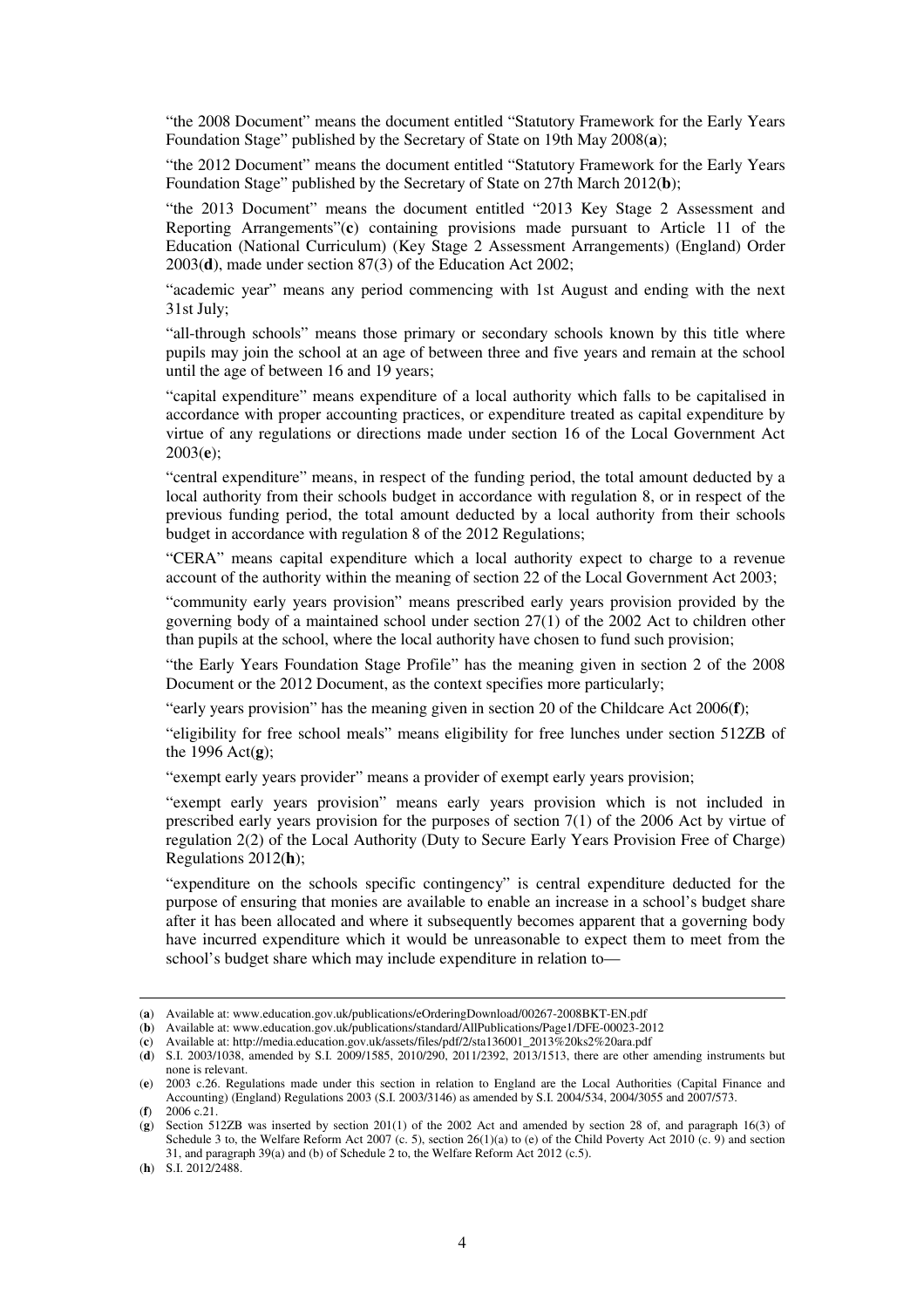"the 2008 Document" means the document entitled "Statutory Framework for the Early Years Foundation Stage" published by the Secretary of State on 19th May 2008(**a**);

"the 2012 Document" means the document entitled "Statutory Framework for the Early Years Foundation Stage" published by the Secretary of State on 27th March 2012(**b**);

"the 2013 Document" means the document entitled "2013 Key Stage 2 Assessment and Reporting Arrangements"(**c**) containing provisions made pursuant to Article 11 of the Education (National Curriculum) (Key Stage 2 Assessment Arrangements) (England) Order 2003(**d**), made under section 87(3) of the Education Act 2002;

"academic year" means any period commencing with 1st August and ending with the next 31st July;

"all-through schools" means those primary or secondary schools known by this title where pupils may join the school at an age of between three and five years and remain at the school until the age of between 16 and 19 years;

"capital expenditure" means expenditure of a local authority which falls to be capitalised in accordance with proper accounting practices, or expenditure treated as capital expenditure by virtue of any regulations or directions made under section 16 of the Local Government Act 2003(**e**);

"central expenditure" means, in respect of the funding period, the total amount deducted by a local authority from their schools budget in accordance with regulation 8, or in respect of the previous funding period, the total amount deducted by a local authority from their schools budget in accordance with regulation 8 of the 2012 Regulations;

"CERA" means capital expenditure which a local authority expect to charge to a revenue account of the authority within the meaning of section 22 of the Local Government Act 2003;

"community early years provision" means prescribed early years provision provided by the governing body of a maintained school under section 27(1) of the 2002 Act to children other than pupils at the school, where the local authority have chosen to fund such provision;

"the Early Years Foundation Stage Profile" has the meaning given in section 2 of the 2008 Document or the 2012 Document, as the context specifies more particularly;

"early years provision" has the meaning given in section 20 of the Childcare Act 2006(**f**);

"eligibility for free school meals" means eligibility for free lunches under section 512ZB of the 1996 Act(**g**);

"exempt early years provider" means a provider of exempt early years provision;

"exempt early years provision" means early years provision which is not included in prescribed early years provision for the purposes of section 7(1) of the 2006 Act by virtue of regulation 2(2) of the Local Authority (Duty to Secure Early Years Provision Free of Charge) Regulations 2012(**h**);

"expenditure on the schools specific contingency" is central expenditure deducted for the purpose of ensuring that monies are available to enable an increase in a school's budget share after it has been allocated and where it subsequently becomes apparent that a governing body have incurred expenditure which it would be unreasonable to expect them to meet from the school's budget share which may include expenditure in relation to—

---

(**a**) Available at: www.education.gov.uk/publications/eOrderingDownload/00267-2008BKT-EN.pdf

(**b**) Available at: www.education.gov.uk/publications/standard/AllPublications/Page1/DFE-00023-2012

(**c**) Available at: http://media.education.gov.uk/assets/files/pdf/2/sta136001_2013%20ks2%20ara.pdf

(**d**) S.I. 2003/1038, amended by S.I. 2009/1585, 2010/290, 2011/2392, 2013/1513, there are other amending instruments but none is relevant.

(**e**) 2003 c.26. Regulations made under this section in relation to England are the Local Authorities (Capital Finance and Accounting) (England) Regulations 2003 (S.I. 2003/3146) as amended by S.I. 2004/534, 2004/3055 and 2007/573.

(**f**) 2006 c.21.

(**g**) Section 512ZB was inserted by section 201(1) of the 2002 Act and amended by section 28 of, and paragraph 16(3) of Schedule 3 to, the Welfare Reform Act 2007 (c. 5), section 26(1)(a) to (e) of the Child Poverty Act 2010 (c. 9) and section 31, and paragraph 39(a) and (b) of Schedule 2 to, the Welfare Reform Act 2012 (c.5).

(**h**) S.I. 2012/2488.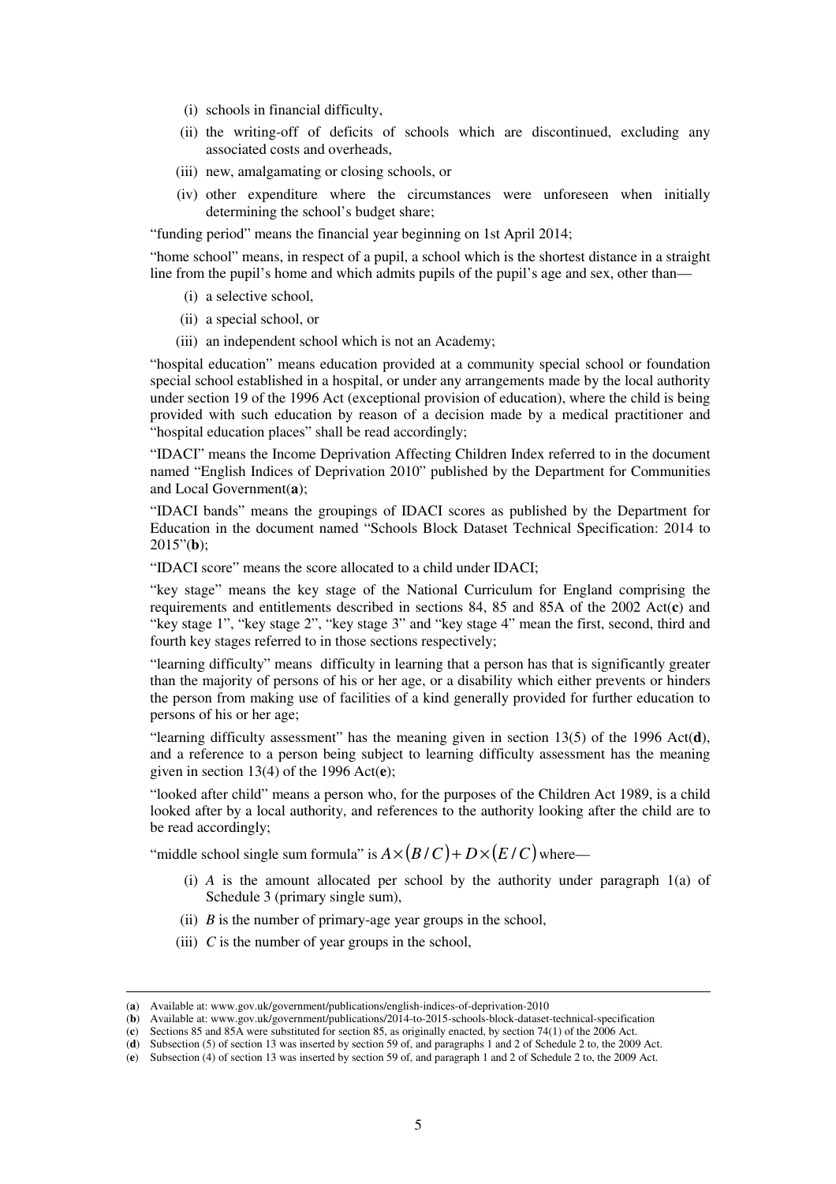(i) schools in financial difficulty,

(ii) the writing-off of deficits of schools which are discontinued, excluding any associated costs and overheads,

(iii) new, amalgamating or closing schools, or

(iv) other expenditure where the circumstances were unforeseen when initially determining the school's budget share;

"funding period" means the financial year beginning on 1st April 2014;

"home school" means, in respect of a pupil, a school which is the shortest distance in a straight line from the pupil's home and which admits pupils of the pupil's age and sex, other than—

(i) a selective school,

(ii) a special school, or

(iii) an independent school which is not an Academy;

"hospital education" means education provided at a community special school or foundation special school established in a hospital, or under any arrangements made by the local authority under section 19 of the 1996 Act (exceptional provision of education), where the child is being provided with such education by reason of a decision made by a medical practitioner and "hospital education places" shall be read accordingly;

"IDACI" means the Income Deprivation Affecting Children Index referred to in the document named "English Indices of Deprivation 2010" published by the Department for Communities and Local Government(**a**);

"IDACI bands" means the groupings of IDACI scores as published by the Department for Education in the document named "Schools Block Dataset Technical Specification: 2014 to 2015"(**b**);

"IDACI score" means the score allocated to a child under IDACI;

"key stage" means the key stage of the National Curriculum for England comprising the requirements and entitlements described in sections 84, 85 and 85A of the 2002 Act(**c**) and "key stage 1", "key stage 2", "key stage 3" and "key stage 4" mean the first, second, third and fourth key stages referred to in those sections respectively;

"learning difficulty" means difficulty in learning that a person has that is significantly greater than the majority of persons of his or her age, or a disability which either prevents or hinders the person from making use of facilities of a kind generally provided for further education to persons of his or her age;

"learning difficulty assessment" has the meaning given in section 13(5) of the 1996 Act(**d**), and a reference to a person being subject to learning difficulty assessment has the meaning given in section 13(4) of the 1996 Act(**e**);

"looked after child" means a person who, for the purposes of the Children Act 1989, is a child looked after by a local authority, and references to the authority looking after the child are to be read accordingly;

"middle school single sum formula" is $A \times (B/C) + D \times (E/C)$ where—

(i) $A$ is the amount allocated per school by the authority under paragraph 1(a) of Schedule 3 (primary single sum),

(ii) $B$ is the number of primary-age year groups in the school,

(iii) $C$ is the number of year groups in the school,

---

(**a**) Available at: www.gov.uk/government/publications/english-indices-of-deprivation-2010

(**b**) Available at: www.gov.uk/government/publications/2014-to-2015-schools-block-dataset-technical-specification

(**c**) Sections 85 and 85A were substituted for section 85, as originally enacted, by section 74(1) of the 2006 Act.

(**d**) Subsection (5) of section 13 was inserted by section 59 of, and paragraphs 1 and 2 of Schedule 2 to, the 2009 Act.

(**e**) Subsection (4) of section 13 was inserted by section 59 of, and paragraph 1 and 2 of Schedule 2 to, the 2009 Act.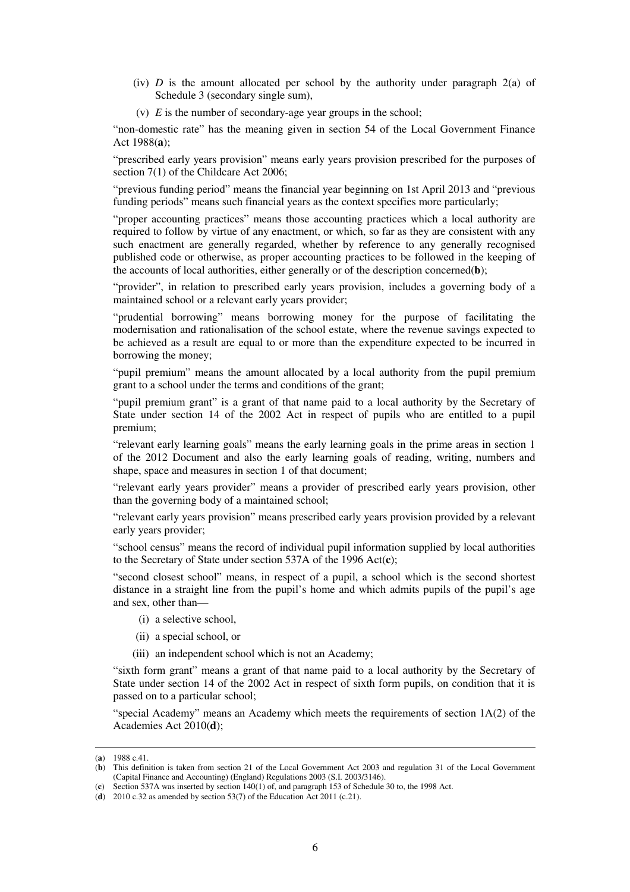(iv) $D$ is the amount allocated per school by the authority under paragraph 2(a) of Schedule 3 (secondary single sum),

(v) $E$ is the number of secondary-age year groups in the school;

"non-domestic rate" has the meaning given in section 54 of the Local Government Finance Act 1988(**a**);

"prescribed early years provision" means early years provision prescribed for the purposes of section 7(1) of the Childcare Act 2006;

"previous funding period" means the financial year beginning on 1st April 2013 and "previous funding periods" means such financial years as the context specifies more particularly;

"proper accounting practices" means those accounting practices which a local authority are required to follow by virtue of any enactment, or which, so far as they are consistent with any such enactment are generally regarded, whether by reference to any generally recognised published code or otherwise, as proper accounting practices to be followed in the keeping of the accounts of local authorities, either generally or of the description concerned(**b**);

"provider", in relation to prescribed early years provision, includes a governing body of a maintained school or a relevant early years provider;

"prudential borrowing" means borrowing money for the purpose of facilitating the modernisation and rationalisation of the school estate, where the revenue savings expected to be achieved as a result are equal to or more than the expenditure expected to be incurred in borrowing the money;

"pupil premium" means the amount allocated by a local authority from the pupil premium grant to a school under the terms and conditions of the grant;

"pupil premium grant" is a grant of that name paid to a local authority by the Secretary of State under section 14 of the 2002 Act in respect of pupils who are entitled to a pupil premium;

"relevant early learning goals" means the early learning goals in the prime areas in section 1 of the 2012 Document and also the early learning goals of reading, writing, numbers and shape, space and measures in section 1 of that document;

"relevant early years provider" means a provider of prescribed early years provision, other than the governing body of a maintained school;

"relevant early years provision" means prescribed early years provision provided by a relevant early years provider;

"school census" means the record of individual pupil information supplied by local authorities to the Secretary of State under section 537A of the 1996 Act(**c**);

"second closest school" means, in respect of a pupil, a school which is the second shortest distance in a straight line from the pupil's home and which admits pupils of the pupil's age and sex, other than—

(i) a selective school,

(ii) a special school, or

(iii) an independent school which is not an Academy;

"sixth form grant" means a grant of that name paid to a local authority by the Secretary of State under section 14 of the 2002 Act in respect of sixth form pupils, on condition that it is passed on to a particular school;

"special Academy" means an Academy which meets the requirements of section 1A(2) of the Academies Act 2010(**d**);

---

(**a**) 1988 c.41.

(**b**) This definition is taken from section 21 of the Local Government Act 2003 and regulation 31 of the Local Government (Capital Finance and Accounting) (England) Regulations 2003 (S.I. 2003/3146).

(**c**) Section 537A was inserted by section 140(1) of, and paragraph 153 of Schedule 30 to, the 1998 Act.

(**d**) 2010 c.32 as amended by section 53(7) of the Education Act 2011 (c.21).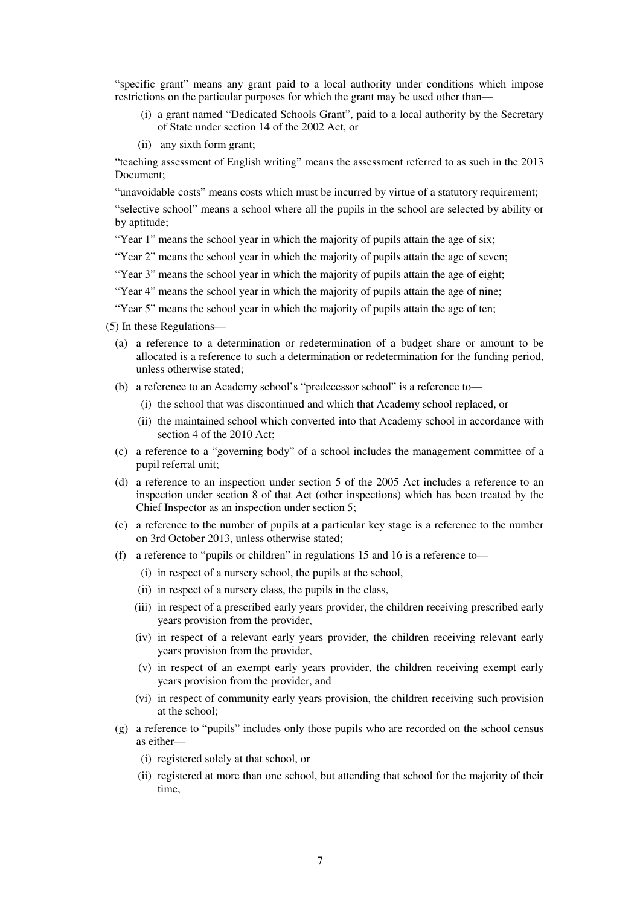"specific grant" means any grant paid to a local authority under conditions which impose restrictions on the particular purposes for which the grant may be used other than—

(i) a grant named "Dedicated Schools Grant", paid to a local authority by the Secretary of State under section 14 of the 2002 Act, or

(ii) any sixth form grant;

"teaching assessment of English writing" means the assessment referred to as such in the 2013 Document;

"unavoidable costs" means costs which must be incurred by virtue of a statutory requirement;

"selective school" means a school where all the pupils in the school are selected by ability or by aptitude;

"Year 1" means the school year in which the majority of pupils attain the age of six;

"Year 2" means the school year in which the majority of pupils attain the age of seven;

"Year 3" means the school year in which the majority of pupils attain the age of eight;

"Year 4" means the school year in which the majority of pupils attain the age of nine;

"Year 5" means the school year in which the majority of pupils attain the age of ten;

(5) In these Regulations—

(a) a reference to a determination or redetermination of a budget share or amount to be allocated is a reference to such a determination or redetermination for the funding period, unless otherwise stated;

(b) a reference to an Academy school's "predecessor school" is a reference to—

(i) the school that was discontinued and which that Academy school replaced, or

(ii) the maintained school which converted into that Academy school in accordance with section 4 of the 2010 Act;

(c) a reference to a "governing body" of a school includes the management committee of a pupil referral unit;

(d) a reference to an inspection under section 5 of the 2005 Act includes a reference to an inspection under section 8 of that Act (other inspections) which has been treated by the Chief Inspector as an inspection under section 5;

(e) a reference to the number of pupils at a particular key stage is a reference to the number on 3rd October 2013, unless otherwise stated;

(f) a reference to "pupils or children" in regulations 15 and 16 is a reference to—

(i) in respect of a nursery school, the pupils at the school,

(ii) in respect of a nursery class, the pupils in the class,

(iii) in respect of a prescribed early years provider, the children receiving prescribed early years provision from the provider,

(iv) in respect of a relevant early years provider, the children receiving relevant early years provision from the provider,

(v) in respect of an exempt early years provider, the children receiving exempt early years provision from the provider, and

(vi) in respect of community early years provision, the children receiving such provision at the school;

(g) a reference to "pupils" includes only those pupils who are recorded on the school census as either—

(i) registered solely at that school, or

(ii) registered at more than one school, but attending that school for the majority of their time,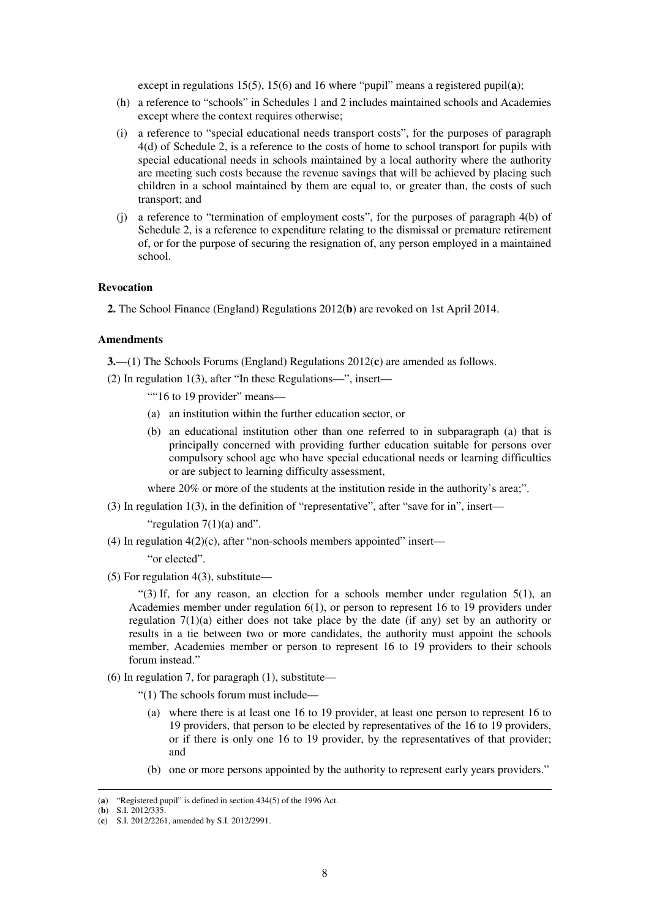except in regulations 15(5), 15(6) and 16 where "pupil" means a registered pupil(**a**);

(h) a reference to "schools" in Schedules 1 and 2 includes maintained schools and Academies except where the context requires otherwise;

(i) a reference to "special educational needs transport costs", for the purposes of paragraph 4(d) of Schedule 2, is a reference to the costs of home to school transport for pupils with special educational needs in schools maintained by a local authority where the authority are meeting such costs because the revenue savings that will be achieved by placing such children in a school maintained by them are equal to, or greater than, the costs of such transport; and

(j) a reference to "termination of employment costs", for the purposes of paragraph 4(b) of Schedule 2, is a reference to expenditure relating to the dismissal or premature retirement of, or for the purpose of securing the resignation of, any person employed in a maintained school.

**Revocation**

**2.** The School Finance (England) Regulations 2012(**b**) are revoked on 1st April 2014.

**Amendments**

**3.**—(1) The Schools Forums (England) Regulations 2012(**c**) are amended as follows.

(2) In regulation 1(3), after "In these Regulations—", insert—

""16 to 19 provider" means—

(a) an institution within the further education sector, or

(b) an educational institution other than one referred to in subparagraph (a) that is principally concerned with providing further education suitable for persons over compulsory school age who have special educational needs or learning difficulties or are subject to learning difficulty assessment,

where 20% or more of the students at the institution reside in the authority's area;".

(3) In regulation 1(3), in the definition of "representative", after "save for in", insert—

"regulation 7(1)(a) and".

(4) In regulation 4(2)(c), after "non-schools members appointed" insert—

"or elected".

(5) For regulation 4(3), substitute—

"(3) If, for any reason, an election for a schools member under regulation 5(1), an Academies member under regulation 6(1), or person to represent 16 to 19 providers under regulation 7(1)(a) either does not take place by the date (if any) set by an authority or results in a tie between two or more candidates, the authority must appoint the schools member, Academies member or person to represent 16 to 19 providers to their schools forum instead."

(6) In regulation 7, for paragraph (1), substitute—

"(1) The schools forum must include—

(a) where there is at least one 16 to 19 provider, at least one person to represent 16 to 19 providers, that person to be elected by representatives of the 16 to 19 providers, or if there is only one 16 to 19 provider, by the representatives of that provider; and

(b) one or more persons appointed by the authority to represent early years providers."

---

(**a**) "Registered pupil" is defined in section 434(5) of the 1996 Act.

(**b**) S.I. 2012/335.

(**c**) S.I. 2012/2261, amended by S.I. 2012/2991.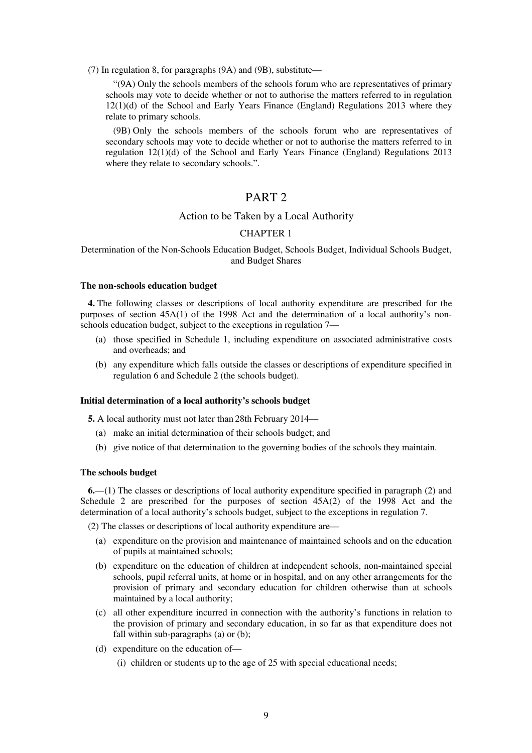(7) In regulation 8, for paragraphs (9A) and (9B), substitute—

> "(9A) Only the schools members of the schools forum who are representatives of primary schools may vote to decide whether or not to authorise the matters referred to in regulation 12(1)(d) of the School and Early Years Finance (England) Regulations 2013 where they relate to primary schools.
>
> (9B) Only the schools members of the schools forum who are representatives of secondary schools may vote to decide whether or not to authorise the matters referred to in regulation 12(1)(d) of the School and Early Years Finance (England) Regulations 2013 where they relate to secondary schools.".

# PART 2

## Action to be Taken by a Local Authority

### CHAPTER 1

### Determination of the Non-Schools Education Budget, Schools Budget, Individual Schools Budget, and Budget Shares

**The non-schools education budget**

**4.** The following classes or descriptions of local authority expenditure are prescribed for the purposes of section 45A(1) of the 1998 Act and the determination of a local authority's non-schools education budget, subject to the exceptions in regulation 7—

- (a) those specified in Schedule 1, including expenditure on associated administrative costs and overheads; and
- (b) any expenditure which falls outside the classes or descriptions of expenditure specified in regulation 6 and Schedule 2 (the schools budget).

**Initial determination of a local authority's schools budget**

**5.** A local authority must not later than 28th February 2014—

- (a) make an initial determination of their schools budget; and
- (b) give notice of that determination to the governing bodies of the schools they maintain.

**The schools budget**

**6.**—(1) The classes or descriptions of local authority expenditure specified in paragraph (2) and Schedule 2 are prescribed for the purposes of section 45A(2) of the 1998 Act and the determination of a local authority's schools budget, subject to the exceptions in regulation 7.

(2) The classes or descriptions of local authority expenditure are—

- (a) expenditure on the provision and maintenance of maintained schools and on the education of pupils at maintained schools;
- (b) expenditure on the education of children at independent schools, non-maintained special schools, pupil referral units, at home or in hospital, and on any other arrangements for the provision of primary and secondary education for children otherwise than at schools maintained by a local authority;
- (c) all other expenditure incurred in connection with the authority's functions in relation to the provision of primary and secondary education, in so far as that expenditure does not fall within sub-paragraphs (a) or (b);
- (d) expenditure on the education of—
  - (i) children or students up to the age of 25 with special educational needs;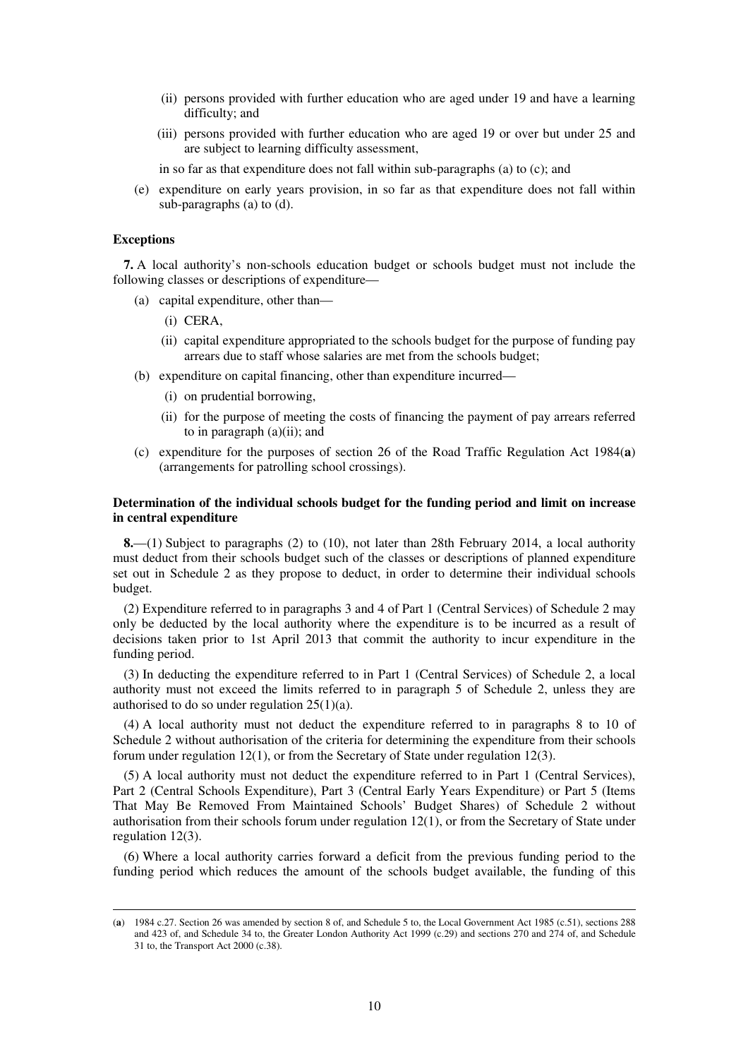(ii) persons provided with further education who are aged under 19 and have a learning difficulty; and

(iii) persons provided with further education who are aged 19 or over but under 25 and are subject to learning difficulty assessment,

in so far as that expenditure does not fall within sub-paragraphs (a) to (c); and

(e) expenditure on early years provision, in so far as that expenditure does not fall within sub-paragraphs (a) to (d).

**Exceptions**

**7.** A local authority's non-schools education budget or schools budget must not include the following classes or descriptions of expenditure—

(a) capital expenditure, other than—

(i) CERA,

(ii) capital expenditure appropriated to the schools budget for the purpose of funding pay arrears due to staff whose salaries are met from the schools budget;

(b) expenditure on capital financing, other than expenditure incurred—

(i) on prudential borrowing,

(ii) for the purpose of meeting the costs of financing the payment of pay arrears referred to in paragraph (a)(ii); and

(c) expenditure for the purposes of section 26 of the Road Traffic Regulation Act 1984(**a**) (arrangements for patrolling school crossings).

**Determination of the individual schools budget for the funding period and limit on increase in central expenditure**

**8.**—(1) Subject to paragraphs (2) to (10), not later than 28th February 2014, a local authority must deduct from their schools budget such of the classes or descriptions of planned expenditure set out in Schedule 2 as they propose to deduct, in order to determine their individual schools budget.

(2) Expenditure referred to in paragraphs 3 and 4 of Part 1 (Central Services) of Schedule 2 may only be deducted by the local authority where the expenditure is to be incurred as a result of decisions taken prior to 1st April 2013 that commit the authority to incur expenditure in the funding period.

(3) In deducting the expenditure referred to in Part 1 (Central Services) of Schedule 2, a local authority must not exceed the limits referred to in paragraph 5 of Schedule 2, unless they are authorised to do so under regulation 25(1)(a).

(4) A local authority must not deduct the expenditure referred to in paragraphs 8 to 10 of Schedule 2 without authorisation of the criteria for determining the expenditure from their schools forum under regulation 12(1), or from the Secretary of State under regulation 12(3).

(5) A local authority must not deduct the expenditure referred to in Part 1 (Central Services), Part 2 (Central Schools Expenditure), Part 3 (Central Early Years Expenditure) or Part 5 (Items That May Be Removed From Maintained Schools' Budget Shares) of Schedule 2 without authorisation from their schools forum under regulation 12(1), or from the Secretary of State under regulation 12(3).

(6) Where a local authority carries forward a deficit from the previous funding period to the funding period which reduces the amount of the schools budget available, the funding of this

---

(**a**) 1984 c.27. Section 26 was amended by section 8 of, and Schedule 5 to, the Local Government Act 1985 (c.51), sections 288 and 423 of, and Schedule 34 to, the Greater London Authority Act 1999 (c.29) and sections 270 and 274 of, and Schedule 31 to, the Transport Act 2000 (c.38).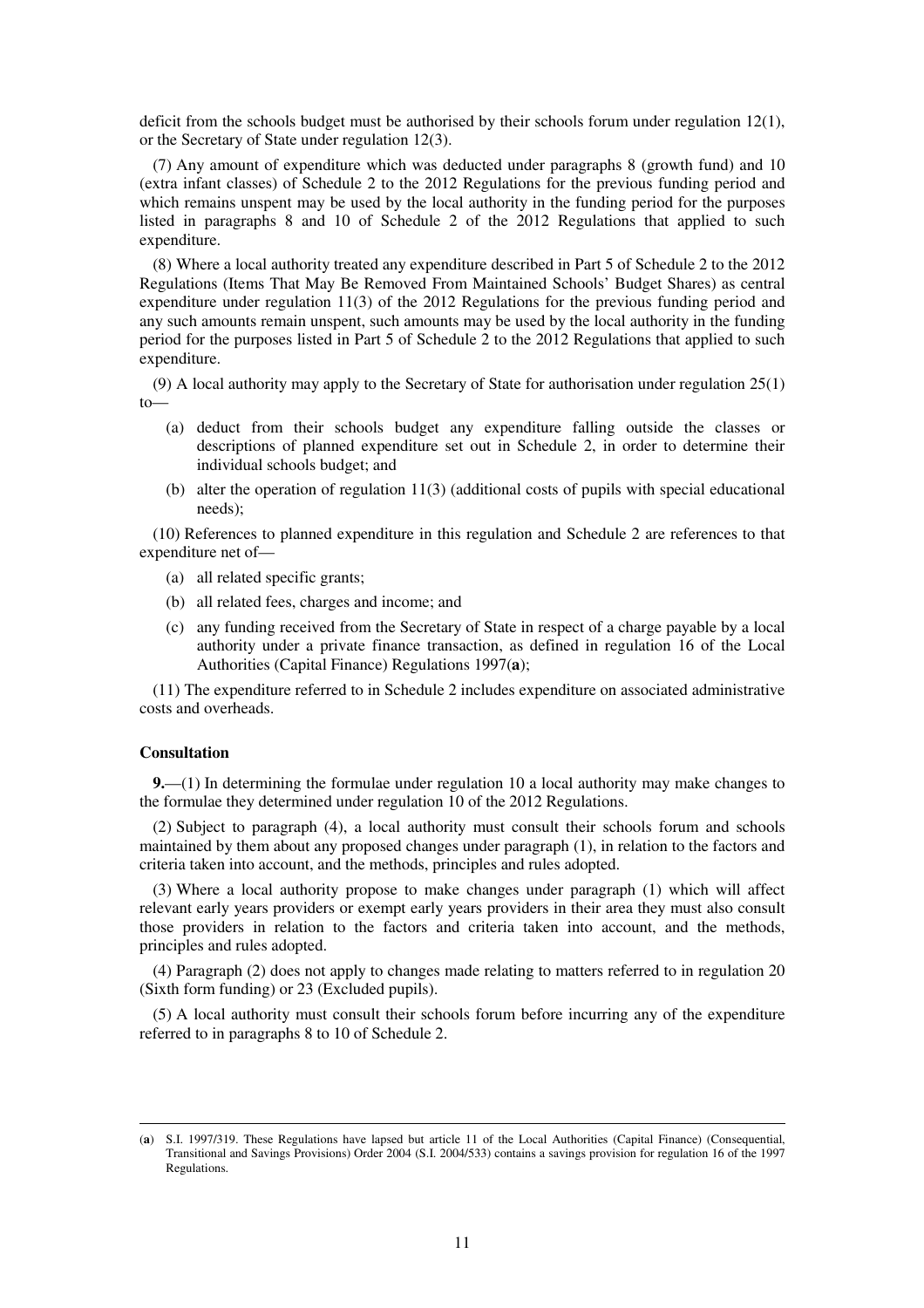deficit from the schools budget must be authorised by their schools forum under regulation 12(1), or the Secretary of State under regulation 12(3).

(7) Any amount of expenditure which was deducted under paragraphs 8 (growth fund) and 10 (extra infant classes) of Schedule 2 to the 2012 Regulations for the previous funding period and which remains unspent may be used by the local authority in the funding period for the purposes listed in paragraphs 8 and 10 of Schedule 2 of the 2012 Regulations that applied to such expenditure.

(8) Where a local authority treated any expenditure described in Part 5 of Schedule 2 to the 2012 Regulations (Items That May Be Removed From Maintained Schools' Budget Shares) as central expenditure under regulation 11(3) of the 2012 Regulations for the previous funding period and any such amounts remain unspent, such amounts may be used by the local authority in the funding period for the purposes listed in Part 5 of Schedule 2 to the 2012 Regulations that applied to such expenditure.

(9) A local authority may apply to the Secretary of State for authorisation under regulation 25(1) to—

- (a) deduct from their schools budget any expenditure falling outside the classes or descriptions of planned expenditure set out in Schedule 2, in order to determine their individual schools budget; and
- (b) alter the operation of regulation 11(3) (additional costs of pupils with special educational needs);

(10) References to planned expenditure in this regulation and Schedule 2 are references to that expenditure net of—

- (a) all related specific grants;
- (b) all related fees, charges and income; and
- (c) any funding received from the Secretary of State in respect of a charge payable by a local authority under a private finance transaction, as defined in regulation 16 of the Local Authorities (Capital Finance) Regulations 1997([a]);

(11) The expenditure referred to in Schedule 2 includes expenditure on associated administrative costs and overheads.

**Consultation**

**9.**—(1) In determining the formulae under regulation 10 a local authority may make changes to the formulae they determined under regulation 10 of the 2012 Regulations.

(2) Subject to paragraph (4), a local authority must consult their schools forum and schools maintained by them about any proposed changes under paragraph (1), in relation to the factors and criteria taken into account, and the methods, principles and rules adopted.

(3) Where a local authority propose to make changes under paragraph (1) which will affect relevant early years providers or exempt early years providers in their area they must also consult those providers in relation to the factors and criteria taken into account, and the methods, principles and rules adopted.

(4) Paragraph (2) does not apply to changes made relating to matters referred to in regulation 20 (Sixth form funding) or 23 (Excluded pupils).

(5) A local authority must consult their schools forum before incurring any of the expenditure referred to in paragraphs 8 to 10 of Schedule 2.

---

([a]) S.I. 1997/319. These Regulations have lapsed but article 11 of the Local Authorities (Capital Finance) (Consequential, Transitional and Savings Provisions) Order 2004 (S.I. 2004/533) contains a savings provision for regulation 16 of the 1997 Regulations.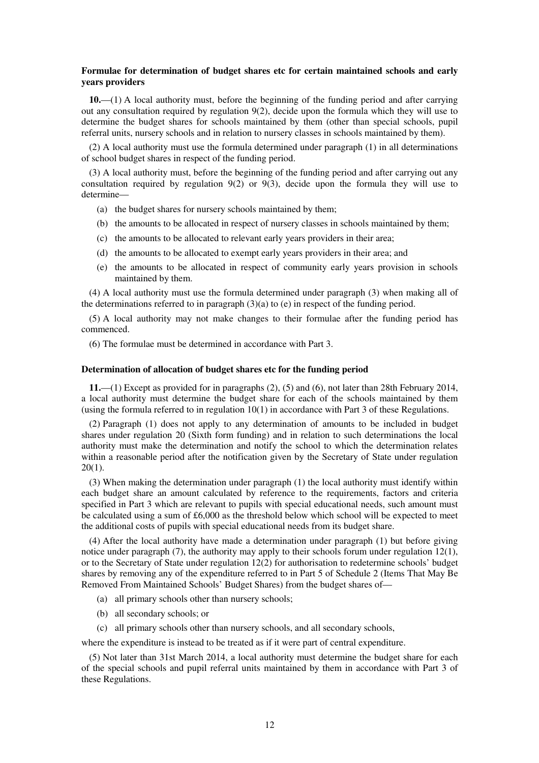### Formulae for determination of budget shares etc for certain maintained schools and early years providers

**10.**—(1) A local authority must, before the beginning of the funding period and after carrying out any consultation required by regulation 9(2), decide upon the formula which they will use to determine the budget shares for schools maintained by them (other than special schools, pupil referral units, nursery schools and in relation to nursery classes in schools maintained by them).

(2) A local authority must use the formula determined under paragraph (1) in all determinations of school budget shares in respect of the funding period.

(3) A local authority must, before the beginning of the funding period and after carrying out any consultation required by regulation 9(2) or 9(3), decide upon the formula they will use to determine—

- (a) the budget shares for nursery schools maintained by them;
- (b) the amounts to be allocated in respect of nursery classes in schools maintained by them;
- (c) the amounts to be allocated to relevant early years providers in their area;
- (d) the amounts to be allocated to exempt early years providers in their area; and
- (e) the amounts to be allocated in respect of community early years provision in schools maintained by them.

(4) A local authority must use the formula determined under paragraph (3) when making all of the determinations referred to in paragraph (3)(a) to (e) in respect of the funding period.

(5) A local authority may not make changes to their formulae after the funding period has commenced.

(6) The formulae must be determined in accordance with Part 3.

### Determination of allocation of budget shares etc for the funding period

**11.**—(1) Except as provided for in paragraphs (2), (5) and (6), not later than 28th February 2014, a local authority must determine the budget share for each of the schools maintained by them (using the formula referred to in regulation 10(1) in accordance with Part 3 of these Regulations.

(2) Paragraph (1) does not apply to any determination of amounts to be included in budget shares under regulation 20 (Sixth form funding) and in relation to such determinations the local authority must make the determination and notify the school to which the determination relates within a reasonable period after the notification given by the Secretary of State under regulation 20(1).

(3) When making the determination under paragraph (1) the local authority must identify within each budget share an amount calculated by reference to the requirements, factors and criteria specified in Part 3 which are relevant to pupils with special educational needs, such amount must be calculated using a sum of £6,000 as the threshold below which school will be expected to meet the additional costs of pupils with special educational needs from its budget share.

(4) After the local authority have made a determination under paragraph (1) but before giving notice under paragraph (7), the authority may apply to their schools forum under regulation 12(1), or to the Secretary of State under regulation 12(2) for authorisation to redetermine schools' budget shares by removing any of the expenditure referred to in Part 5 of Schedule 2 (Items That May Be Removed From Maintained Schools' Budget Shares) from the budget shares of—

- (a) all primary schools other than nursery schools;
- (b) all secondary schools; or
- (c) all primary schools other than nursery schools, and all secondary schools,

where the expenditure is instead to be treated as if it were part of central expenditure.

(5) Not later than 31st March 2014, a local authority must determine the budget share for each of the special schools and pupil referral units maintained by them in accordance with Part 3 of these Regulations.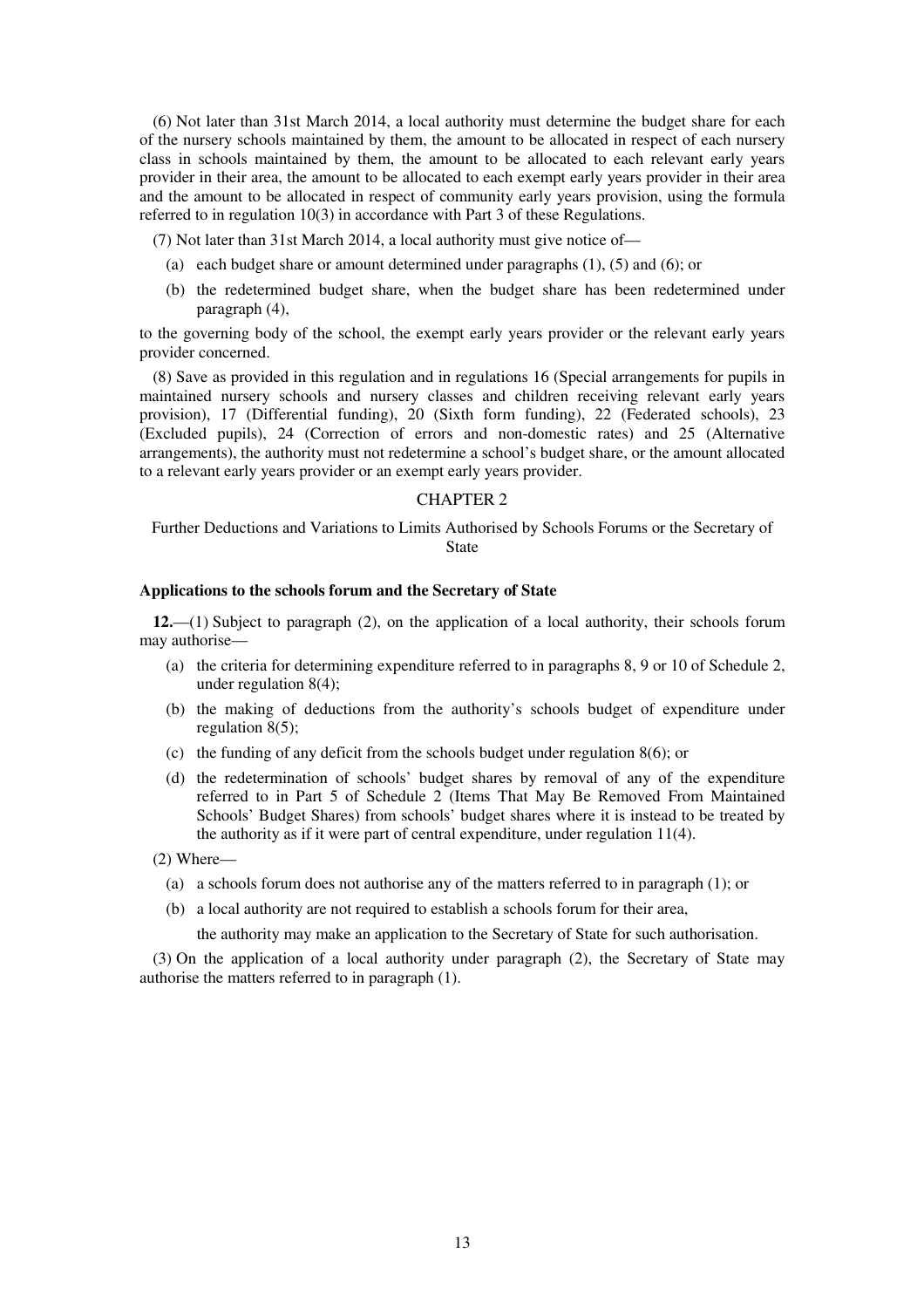(6) Not later than 31st March 2014, a local authority must determine the budget share for each of the nursery schools maintained by them, the amount to be allocated in respect of each nursery class in schools maintained by them, the amount to be allocated to each relevant early years provider in their area, the amount to be allocated to each exempt early years provider in their area and the amount to be allocated in respect of community early years provision, using the formula referred to in regulation 10(3) in accordance with Part 3 of these Regulations.

(7) Not later than 31st March 2014, a local authority must give notice of—

- (a) each budget share or amount determined under paragraphs (1), (5) and (6); or
- (b) the redetermined budget share, when the budget share has been redetermined under paragraph (4),

to the governing body of the school, the exempt early years provider or the relevant early years provider concerned.

(8) Save as provided in this regulation and in regulations 16 (Special arrangements for pupils in maintained nursery schools and nursery classes and children receiving relevant early years provision), 17 (Differential funding), 20 (Sixth form funding), 22 (Federated schools), 23 (Excluded pupils), 24 (Correction of errors and non-domestic rates) and 25 (Alternative arrangements), the authority must not redetermine a school's budget share, or the amount allocated to a relevant early years provider or an exempt early years provider.

## CHAPTER 2

### Further Deductions and Variations to Limits Authorised by Schools Forums or the Secretary of State

**Applications to the schools forum and the Secretary of State**

**12.**—(1) Subject to paragraph (2), on the application of a local authority, their schools forum may authorise—

- (a) the criteria for determining expenditure referred to in paragraphs 8, 9 or 10 of Schedule 2, under regulation 8(4);
- (b) the making of deductions from the authority's schools budget of expenditure under regulation 8(5);
- (c) the funding of any deficit from the schools budget under regulation 8(6); or
- (d) the redetermination of schools' budget shares by removal of any of the expenditure referred to in Part 5 of Schedule 2 (Items That May Be Removed From Maintained Schools' Budget Shares) from schools' budget shares where it is instead to be treated by the authority as if it were part of central expenditure, under regulation 11(4).

(2) Where—

- (a) a schools forum does not authorise any of the matters referred to in paragraph (1); or
- (b) a local authority are not required to establish a schools forum for their area,

the authority may make an application to the Secretary of State for such authorisation.

(3) On the application of a local authority under paragraph (2), the Secretary of State may authorise the matters referred to in paragraph (1).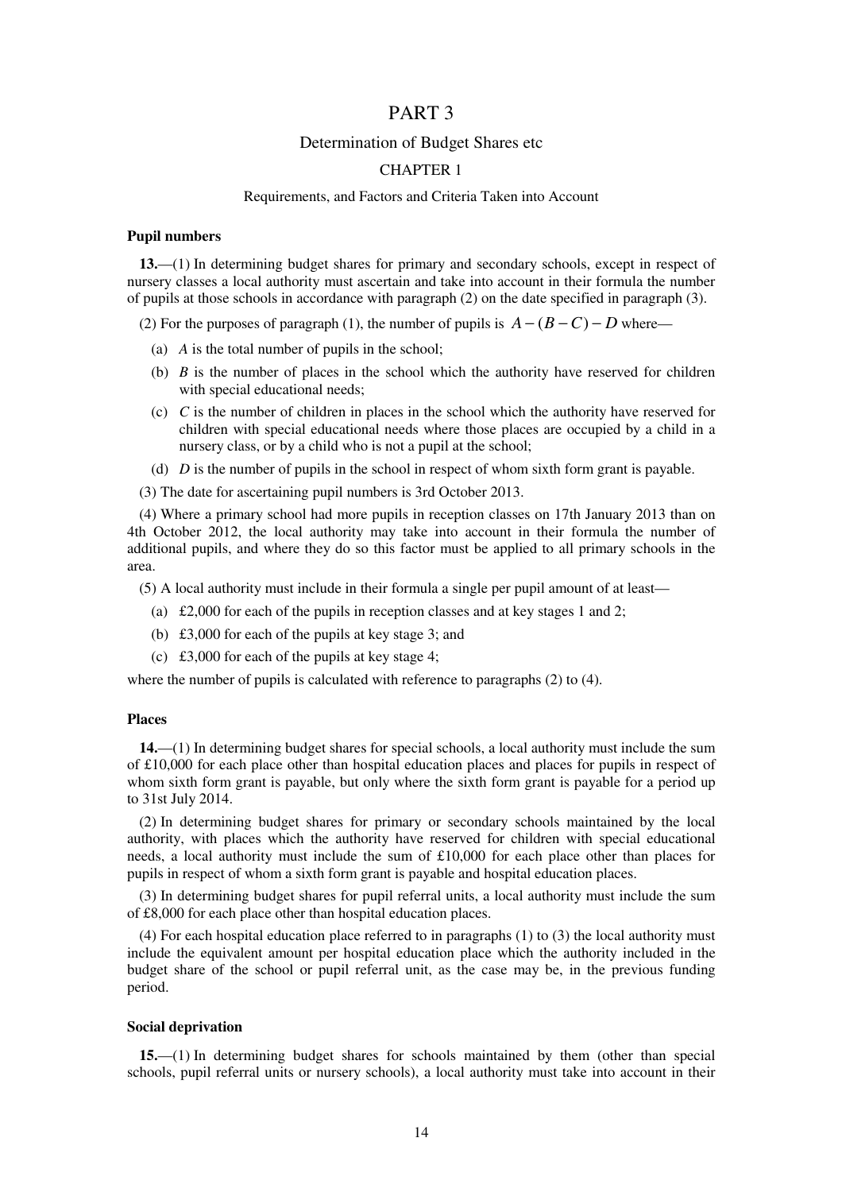# PART 3

## Determination of Budget Shares etc

### CHAPTER 1

#### Requirements, and Factors and Criteria Taken into Account

**Pupil numbers**

**13.**—(1) In determining budget shares for primary and secondary schools, except in respect of nursery classes a local authority must ascertain and take into account in their formula the number of pupils at those schools in accordance with paragraph (2) on the date specified in paragraph (3).

(2) For the purposes of paragraph (1), the number of pupils is $A-(B-C)-D$ where—

- (a) $A$ is the total number of pupils in the school;
- (b) $B$ is the number of places in the school which the authority have reserved for children with special educational needs;
- (c) $C$ is the number of children in places in the school which the authority have reserved for children with special educational needs where those places are occupied by a child in a nursery class, or by a child who is not a pupil at the school;
- (d) $D$ is the number of pupils in the school in respect of whom sixth form grant is payable.

(3) The date for ascertaining pupil numbers is 3rd October 2013.

(4) Where a primary school had more pupils in reception classes on 17th January 2013 than on 4th October 2012, the local authority may take into account in their formula the number of additional pupils, and where they do so this factor must be applied to all primary schools in the area.

(5) A local authority must include in their formula a single per pupil amount of at least—

- (a) £2,000 for each of the pupils in reception classes and at key stages 1 and 2;
- (b) £3,000 for each of the pupils at key stage 3; and
- (c) £3,000 for each of the pupils at key stage 4;

where the number of pupils is calculated with reference to paragraphs (2) to (4).

**Places**

**14.**—(1) In determining budget shares for special schools, a local authority must include the sum of £10,000 for each place other than hospital education places and places for pupils in respect of whom sixth form grant is payable, but only where the sixth form grant is payable for a period up to 31st July 2014.

(2) In determining budget shares for primary or secondary schools maintained by the local authority, with places which the authority have reserved for children with special educational needs, a local authority must include the sum of £10,000 for each place other than places for pupils in respect of whom a sixth form grant is payable and hospital education places.

(3) In determining budget shares for pupil referral units, a local authority must include the sum of £8,000 for each place other than hospital education places.

(4) For each hospital education place referred to in paragraphs (1) to (3) the local authority must include the equivalent amount per hospital education place which the authority included in the budget share of the school or pupil referral unit, as the case may be, in the previous funding period.

**Social deprivation**

**15.**—(1) In determining budget shares for schools maintained by them (other than special schools, pupil referral units or nursery schools), a local authority must take into account in their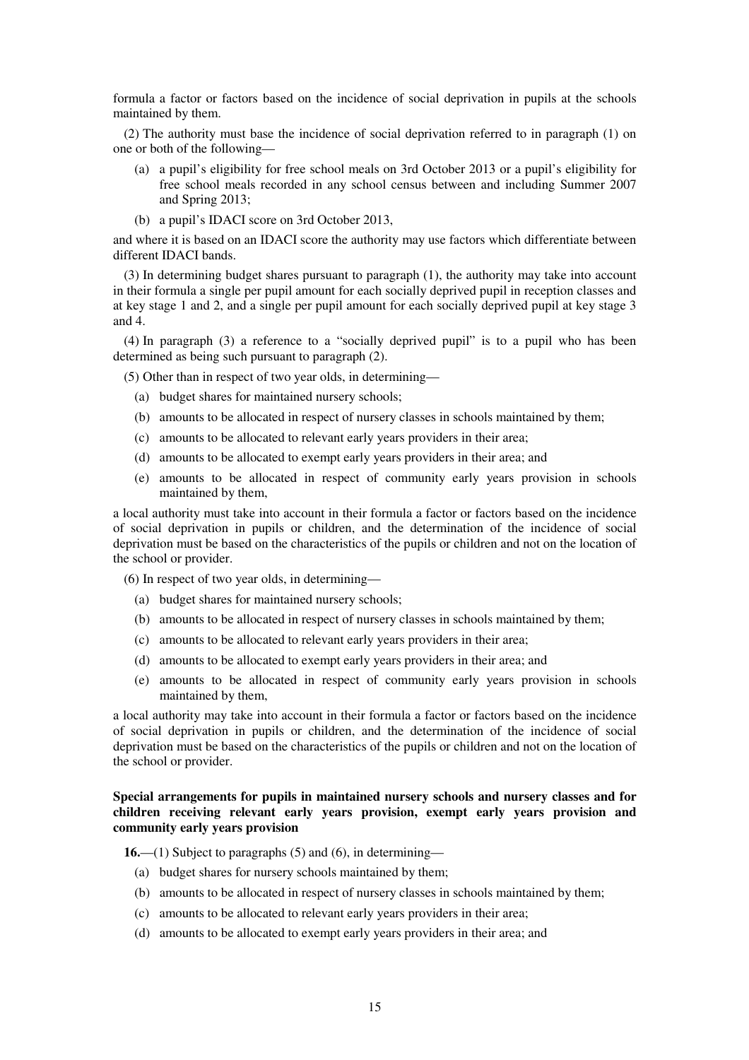formula a factor or factors based on the incidence of social deprivation in pupils at the schools maintained by them.

(2) The authority must base the incidence of social deprivation referred to in paragraph (1) on one or both of the following—

- (a) a pupil's eligibility for free school meals on 3rd October 2013 or a pupil's eligibility for free school meals recorded in any school census between and including Summer 2007 and Spring 2013;
- (b) a pupil's IDACI score on 3rd October 2013,

and where it is based on an IDACI score the authority may use factors which differentiate between different IDACI bands.

(3) In determining budget shares pursuant to paragraph (1), the authority may take into account in their formula a single per pupil amount for each socially deprived pupil in reception classes and at key stage 1 and 2, and a single per pupil amount for each socially deprived pupil at key stage 3 and 4.

(4) In paragraph (3) a reference to a "socially deprived pupil" is to a pupil who has been determined as being such pursuant to paragraph (2).

(5) Other than in respect of two year olds, in determining—

- (a) budget shares for maintained nursery schools;
- (b) amounts to be allocated in respect of nursery classes in schools maintained by them;
- (c) amounts to be allocated to relevant early years providers in their area;
- (d) amounts to be allocated to exempt early years providers in their area; and
- (e) amounts to be allocated in respect of community early years provision in schools maintained by them,

a local authority must take into account in their formula a factor or factors based on the incidence of social deprivation in pupils or children, and the determination of the incidence of social deprivation must be based on the characteristics of the pupils or children and not on the location of the school or provider.

(6) In respect of two year olds, in determining—

- (a) budget shares for maintained nursery schools;
- (b) amounts to be allocated in respect of nursery classes in schools maintained by them;
- (c) amounts to be allocated to relevant early years providers in their area;
- (d) amounts to be allocated to exempt early years providers in their area; and
- (e) amounts to be allocated in respect of community early years provision in schools maintained by them,

a local authority may take into account in their formula a factor or factors based on the incidence of social deprivation in pupils or children, and the determination of the incidence of social deprivation must be based on the characteristics of the pupils or children and not on the location of the school or provider.

**Special arrangements for pupils in maintained nursery schools and nursery classes and for children receiving relevant early years provision, exempt early years provision and community early years provision**

**16.**—(1) Subject to paragraphs (5) and (6), in determining—

- (a) budget shares for nursery schools maintained by them;
- (b) amounts to be allocated in respect of nursery classes in schools maintained by them;
- (c) amounts to be allocated to relevant early years providers in their area;
- (d) amounts to be allocated to exempt early years providers in their area; and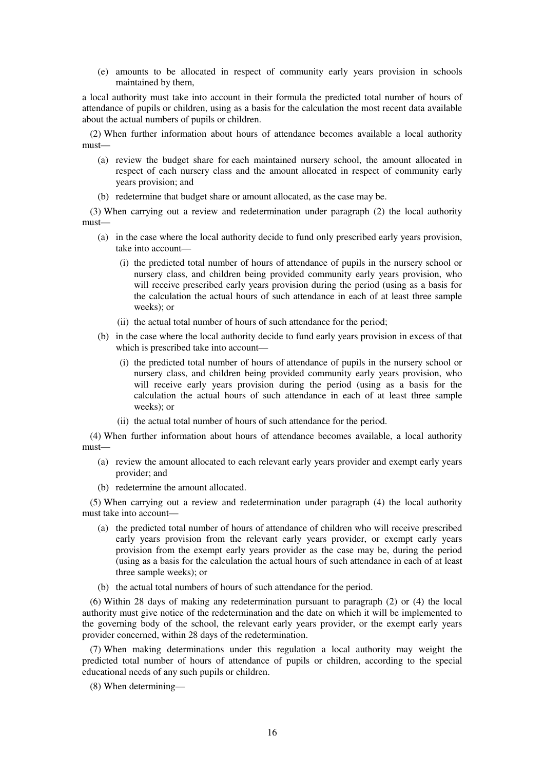(e) amounts to be allocated in respect of community early years provision in schools maintained by them,

a local authority must take into account in their formula the predicted total number of hours of attendance of pupils or children, using as a basis for the calculation the most recent data available about the actual numbers of pupils or children.

(2) When further information about hours of attendance becomes available a local authority must—

(a) review the budget share for each maintained nursery school, the amount allocated in respect of each nursery class and the amount allocated in respect of community early years provision; and

(b) redetermine that budget share or amount allocated, as the case may be.

(3) When carrying out a review and redetermination under paragraph (2) the local authority must—

(a) in the case where the local authority decide to fund only prescribed early years provision, take into account—

(i) the predicted total number of hours of attendance of pupils in the nursery school or nursery class, and children being provided community early years provision, who will receive prescribed early years provision during the period (using as a basis for the calculation the actual hours of such attendance in each of at least three sample weeks); or

(ii) the actual total number of hours of such attendance for the period;

(b) in the case where the local authority decide to fund early years provision in excess of that which is prescribed take into account—

(i) the predicted total number of hours of attendance of pupils in the nursery school or nursery class, and children being provided community early years provision, who will receive early years provision during the period (using as a basis for the calculation the actual hours of such attendance in each of at least three sample weeks); or

(ii) the actual total number of hours of such attendance for the period.

(4) When further information about hours of attendance becomes available, a local authority must—

(a) review the amount allocated to each relevant early years provider and exempt early years provider; and

(b) redetermine the amount allocated.

(5) When carrying out a review and redetermination under paragraph (4) the local authority must take into account—

(a) the predicted total number of hours of attendance of children who will receive prescribed early years provision from the relevant early years provider, or exempt early years provision from the exempt early years provider as the case may be, during the period (using as a basis for the calculation the actual hours of such attendance in each of at least three sample weeks); or

(b) the actual total numbers of hours of such attendance for the period.

(6) Within 28 days of making any redetermination pursuant to paragraph (2) or (4) the local authority must give notice of the redetermination and the date on which it will be implemented to the governing body of the school, the relevant early years provider, or the exempt early years provider concerned, within 28 days of the redetermination.

(7) When making determinations under this regulation a local authority may weight the predicted total number of hours of attendance of pupils or children, according to the special educational needs of any such pupils or children.

(8) When determining—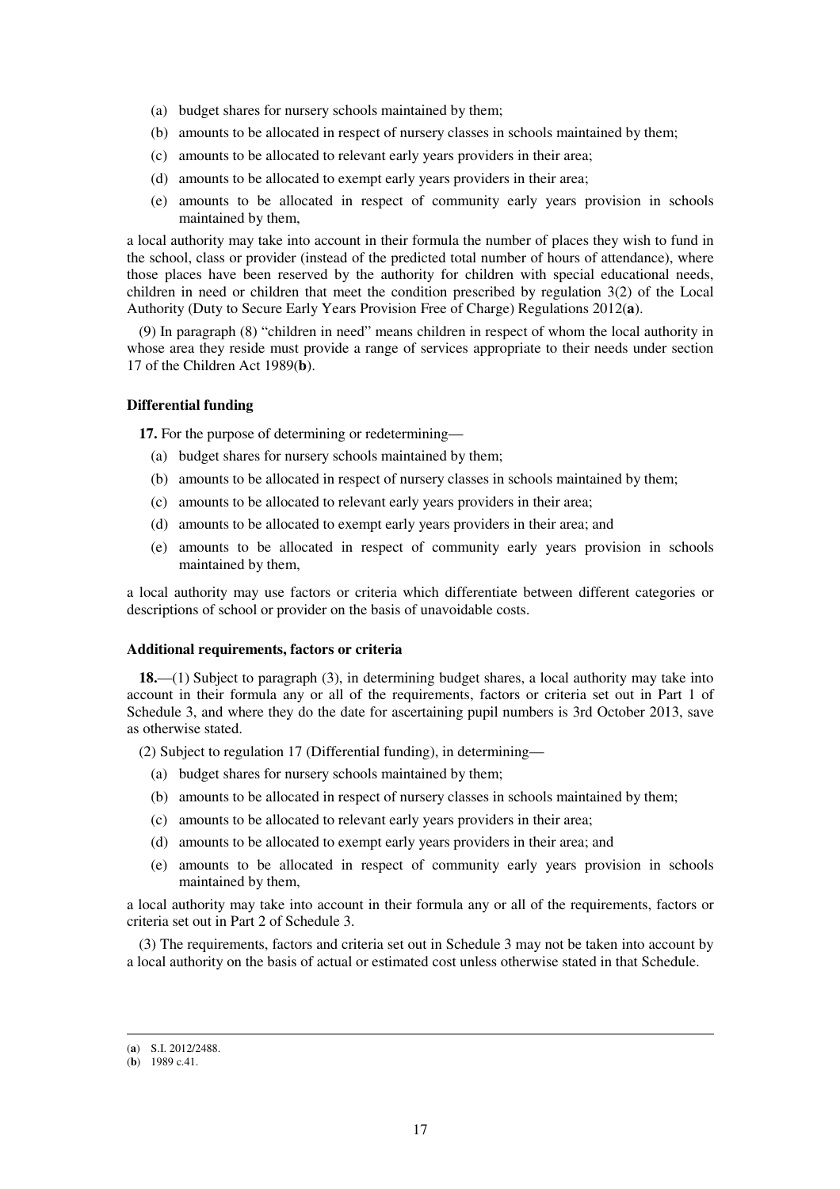(a) budget shares for nursery schools maintained by them;

(b) amounts to be allocated in respect of nursery classes in schools maintained by them;

(c) amounts to be allocated to relevant early years providers in their area;

(d) amounts to be allocated to exempt early years providers in their area;

(e) amounts to be allocated in respect of community early years provision in schools maintained by them,

a local authority may take into account in their formula the number of places they wish to fund in the school, class or provider (instead of the predicted total number of hours of attendance), where those places have been reserved by the authority for children with special educational needs, children in need or children that meet the condition prescribed by regulation 3(2) of the Local Authority (Duty to Secure Early Years Provision Free of Charge) Regulations 2012(**a**).

(9) In paragraph (8) "children in need" means children in respect of whom the local authority in whose area they reside must provide a range of services appropriate to their needs under section 17 of the Children Act 1989(**b**).

**Differential funding**

**17.** For the purpose of determining or redetermining—

(a) budget shares for nursery schools maintained by them;

(b) amounts to be allocated in respect of nursery classes in schools maintained by them;

(c) amounts to be allocated to relevant early years providers in their area;

(d) amounts to be allocated to exempt early years providers in their area; and

(e) amounts to be allocated in respect of community early years provision in schools maintained by them,

a local authority may use factors or criteria which differentiate between different categories or descriptions of school or provider on the basis of unavoidable costs.

**Additional requirements, factors or criteria**

**18.**—(1) Subject to paragraph (3), in determining budget shares, a local authority may take into account in their formula any or all of the requirements, factors or criteria set out in Part 1 of Schedule 3, and where they do the date for ascertaining pupil numbers is 3rd October 2013, save as otherwise stated.

(2) Subject to regulation 17 (Differential funding), in determining—

(a) budget shares for nursery schools maintained by them;

(b) amounts to be allocated in respect of nursery classes in schools maintained by them;

(c) amounts to be allocated to relevant early years providers in their area;

(d) amounts to be allocated to exempt early years providers in their area; and

(e) amounts to be allocated in respect of community early years provision in schools maintained by them,

a local authority may take into account in their formula any or all of the requirements, factors or criteria set out in Part 2 of Schedule 3.

(3) The requirements, factors and criteria set out in Schedule 3 may not be taken into account by a local authority on the basis of actual or estimated cost unless otherwise stated in that Schedule.

---

(**a**) S.I. 2012/2488.

(**b**) 1989 c.41.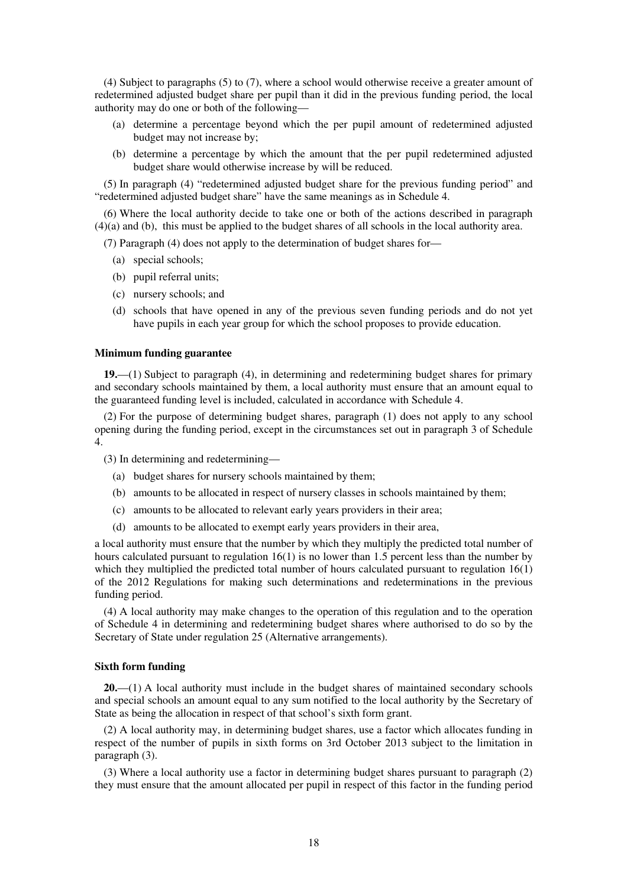(4) Subject to paragraphs (5) to (7), where a school would otherwise receive a greater amount of redetermined adjusted budget share per pupil than it did in the previous funding period, the local authority may do one or both of the following—

- (a) determine a percentage beyond which the per pupil amount of redetermined adjusted budget may not increase by;
- (b) determine a percentage by which the amount that the per pupil redetermined adjusted budget share would otherwise increase by will be reduced.

(5) In paragraph (4) "redetermined adjusted budget share for the previous funding period" and "redetermined adjusted budget share" have the same meanings as in Schedule 4.

(6) Where the local authority decide to take one or both of the actions described in paragraph (4)(a) and (b), this must be applied to the budget shares of all schools in the local authority area.

(7) Paragraph (4) does not apply to the determination of budget shares for—

- (a) special schools;
- (b) pupil referral units;
- (c) nursery schools; and
- (d) schools that have opened in any of the previous seven funding periods and do not yet have pupils in each year group for which the school proposes to provide education.

**Minimum funding guarantee**

**19.**—(1) Subject to paragraph (4), in determining and redetermining budget shares for primary and secondary schools maintained by them, a local authority must ensure that an amount equal to the guaranteed funding level is included, calculated in accordance with Schedule 4.

(2) For the purpose of determining budget shares, paragraph (1) does not apply to any school opening during the funding period, except in the circumstances set out in paragraph 3 of Schedule 4.

(3) In determining and redetermining—

- (a) budget shares for nursery schools maintained by them;
- (b) amounts to be allocated in respect of nursery classes in schools maintained by them;
- (c) amounts to be allocated to relevant early years providers in their area;
- (d) amounts to be allocated to exempt early years providers in their area,

a local authority must ensure that the number by which they multiply the predicted total number of hours calculated pursuant to regulation 16(1) is no lower than 1.5 percent less than the number by which they multiplied the predicted total number of hours calculated pursuant to regulation 16(1) of the 2012 Regulations for making such determinations and redeterminations in the previous funding period.

(4) A local authority may make changes to the operation of this regulation and to the operation of Schedule 4 in determining and redetermining budget shares where authorised to do so by the Secretary of State under regulation 25 (Alternative arrangements).

**Sixth form funding**

**20.**—(1) A local authority must include in the budget shares of maintained secondary schools and special schools an amount equal to any sum notified to the local authority by the Secretary of State as being the allocation in respect of that school's sixth form grant.

(2) A local authority may, in determining budget shares, use a factor which allocates funding in respect of the number of pupils in sixth forms on 3rd October 2013 subject to the limitation in paragraph (3).

(3) Where a local authority use a factor in determining budget shares pursuant to paragraph (2) they must ensure that the amount allocated per pupil in respect of this factor in the funding period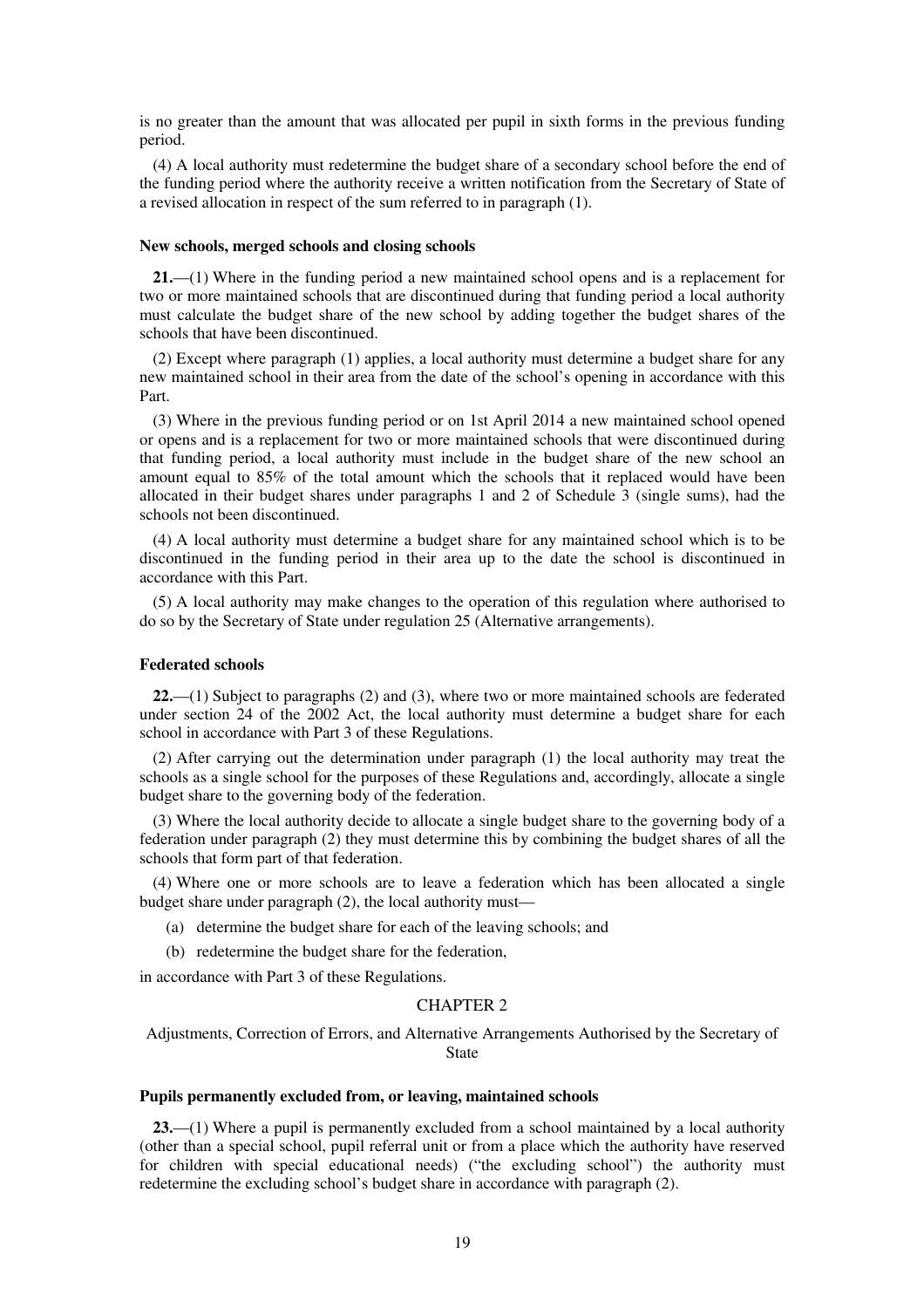is no greater than the amount that was allocated per pupil in sixth forms in the previous funding period.

(4) A local authority must redetermine the budget share of a secondary school before the end of the funding period where the authority receive a written notification from the Secretary of State of a revised allocation in respect of the sum referred to in paragraph (1).

#### New schools, merged schools and closing schools

**21.**—(1) Where in the funding period a new maintained school opens and is a replacement for two or more maintained schools that are discontinued during that funding period a local authority must calculate the budget share of the new school by adding together the budget shares of the schools that have been discontinued.

(2) Except where paragraph (1) applies, a local authority must determine a budget share for any new maintained school in their area from the date of the school's opening in accordance with this Part.

(3) Where in the previous funding period or on 1st April 2014 a new maintained school opened or opens and is a replacement for two or more maintained schools that were discontinued during that funding period, a local authority must include in the budget share of the new school an amount equal to 85% of the total amount which the schools that it replaced would have been allocated in their budget shares under paragraphs 1 and 2 of Schedule 3 (single sums), had the schools not been discontinued.

(4) A local authority must determine a budget share for any maintained school which is to be discontinued in the funding period in their area up to the date the school is discontinued in accordance with this Part.

(5) A local authority may make changes to the operation of this regulation where authorised to do so by the Secretary of State under regulation 25 (Alternative arrangements).

#### Federated schools

**22.**—(1) Subject to paragraphs (2) and (3), where two or more maintained schools are federated under section 24 of the 2002 Act, the local authority must determine a budget share for each school in accordance with Part 3 of these Regulations.

(2) After carrying out the determination under paragraph (1) the local authority may treat the schools as a single school for the purposes of these Regulations and, accordingly, allocate a single budget share to the governing body of the federation.

(3) Where the local authority decide to allocate a single budget share to the governing body of a federation under paragraph (2) they must determine this by combining the budget shares of all the schools that form part of that federation.

(4) Where one or more schools are to leave a federation which has been allocated a single budget share under paragraph (2), the local authority must—

(a) determine the budget share for each of the leaving schools; and

(b) redetermine the budget share for the federation,

in accordance with Part 3 of these Regulations.

## CHAPTER 2

### Adjustments, Correction of Errors, and Alternative Arrangements Authorised by the Secretary of State

#### Pupils permanently excluded from, or leaving, maintained schools

**23.**—(1) Where a pupil is permanently excluded from a school maintained by a local authority (other than a special school, pupil referral unit or from a place which the authority have reserved for children with special educational needs) ("the excluding school") the authority must redetermine the excluding school's budget share in accordance with paragraph (2).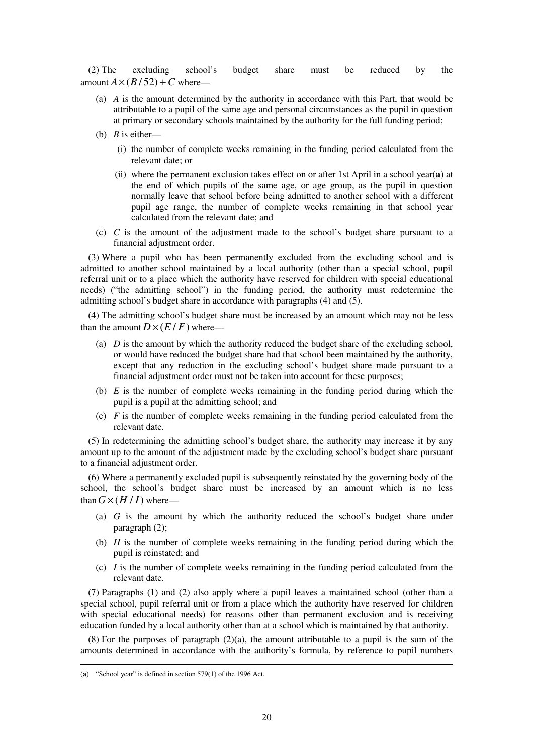(2) The excluding school's budget share must be reduced by the amount $A \times (B/52) + C$ where—

(a) $A$ is the amount determined by the authority in accordance with this Part, that would be attributable to a pupil of the same age and personal circumstances as the pupil in question at primary or secondary schools maintained by the authority for the full funding period;

(b) $B$ is either—

(i) the number of complete weeks remaining in the funding period calculated from the relevant date; or

(ii) where the permanent exclusion takes effect on or after 1st April in a school year(**a**) at the end of which pupils of the same age, or age group, as the pupil in question normally leave that school before being admitted to another school with a different pupil age range, the number of complete weeks remaining in that school year calculated from the relevant date; and

(c) $C$ is the amount of the adjustment made to the school's budget share pursuant to a financial adjustment order.

(3) Where a pupil who has been permanently excluded from the excluding school and is admitted to another school maintained by a local authority (other than a special school, pupil referral unit or to a place which the authority have reserved for children with special educational needs) ("the admitting school") in the funding period, the authority must redetermine the admitting school's budget share in accordance with paragraphs (4) and (5).

(4) The admitting school's budget share must be increased by an amount which may not be less than the amount $D \times (E/F)$ where—

(a) $D$ is the amount by which the authority reduced the budget share of the excluding school, or would have reduced the budget share had that school been maintained by the authority, except that any reduction in the excluding school's budget share made pursuant to a financial adjustment order must not be taken into account for these purposes;

(b) $E$ is the number of complete weeks remaining in the funding period during which the pupil is a pupil at the admitting school; and

(c) $F$ is the number of complete weeks remaining in the funding period calculated from the relevant date.

(5) In redetermining the admitting school's budget share, the authority may increase it by any amount up to the amount of the adjustment made by the excluding school's budget share pursuant to a financial adjustment order.

(6) Where a permanently excluded pupil is subsequently reinstated by the governing body of the school, the school's budget share must be increased by an amount which is no less than $G \times (H/I)$ where—

(a) $G$ is the amount by which the authority reduced the school's budget share under paragraph (2);

(b) $H$ is the number of complete weeks remaining in the funding period during which the pupil is reinstated; and

(c) $I$ is the number of complete weeks remaining in the funding period calculated from the relevant date.

(7) Paragraphs (1) and (2) also apply where a pupil leaves a maintained school (other than a special school, pupil referral unit or from a place which the authority have reserved for children with special educational needs) for reasons other than permanent exclusion and is receiving education funded by a local authority other than at a school which is maintained by that authority.

(8) For the purposes of paragraph (2)(a), the amount attributable to a pupil is the sum of the amounts determined in accordance with the authority's formula, by reference to pupil numbers

---

(**a**) "School year" is defined in section 579(1) of the 1996 Act.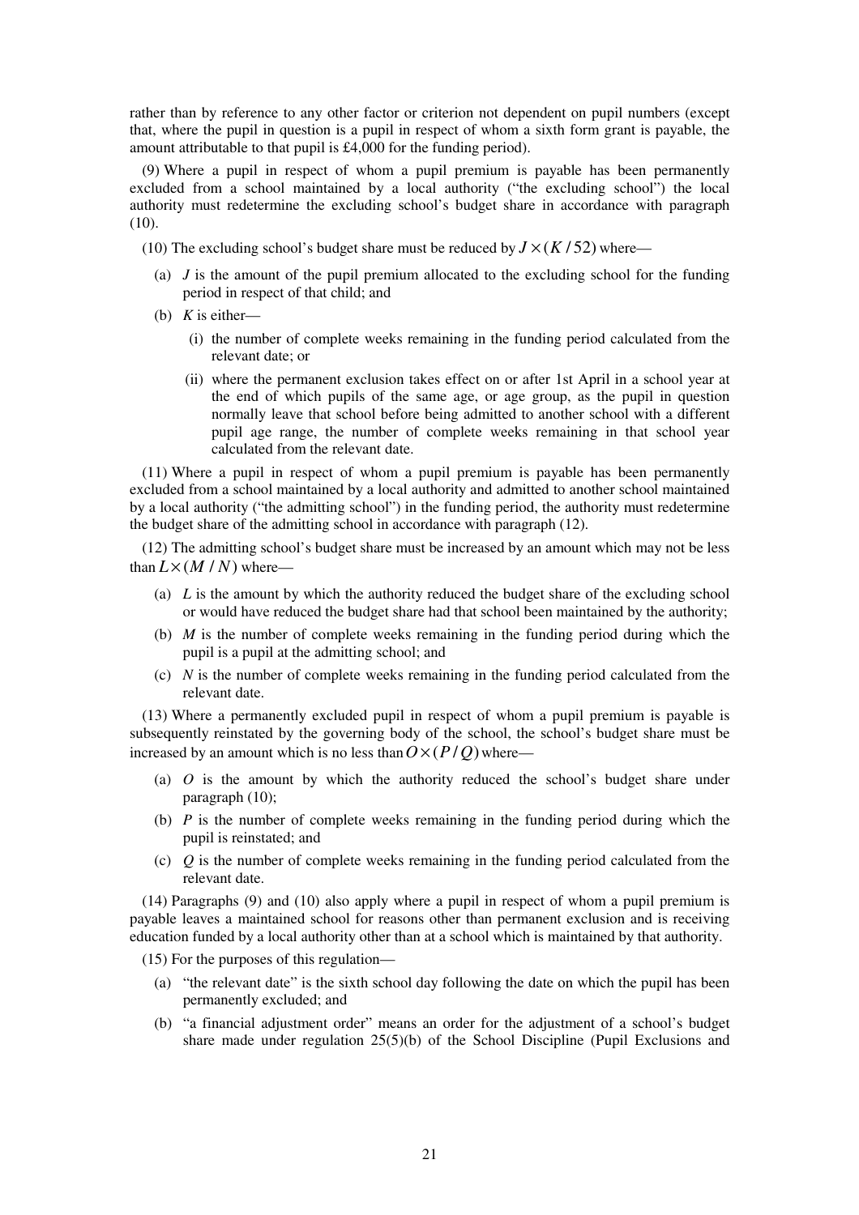rather than by reference to any other factor or criterion not dependent on pupil numbers (except that, where the pupil in question is a pupil in respect of whom a sixth form grant is payable, the amount attributable to that pupil is £4,000 for the funding period).

(9) Where a pupil in respect of whom a pupil premium is payable has been permanently excluded from a school maintained by a local authority ("the excluding school") the local authority must redetermine the excluding school's budget share in accordance with paragraph (10).

(10) The excluding school's budget share must be reduced by $J \times (K / 52)$ where—

- (a) $J$ is the amount of the pupil premium allocated to the excluding school for the funding period in respect of that child; and
- (b) $K$ is either—
  - (i) the number of complete weeks remaining in the funding period calculated from the relevant date; or
  - (ii) where the permanent exclusion takes effect on or after 1st April in a school year at the end of which pupils of the same age, or age group, as the pupil in question normally leave that school before being admitted to another school with a different pupil age range, the number of complete weeks remaining in that school year calculated from the relevant date.

(11) Where a pupil in respect of whom a pupil premium is payable has been permanently excluded from a school maintained by a local authority and admitted to another school maintained by a local authority ("the admitting school") in the funding period, the authority must redetermine the budget share of the admitting school in accordance with paragraph (12).

(12) The admitting school's budget share must be increased by an amount which may not be less than $L \times (M / N)$ where—

- (a) $L$ is the amount by which the authority reduced the budget share of the excluding school or would have reduced the budget share had that school been maintained by the authority;
- (b) $M$ is the number of complete weeks remaining in the funding period during which the pupil is a pupil at the admitting school; and
- (c) $N$ is the number of complete weeks remaining in the funding period calculated from the relevant date.

(13) Where a permanently excluded pupil in respect of whom a pupil premium is payable is subsequently reinstated by the governing body of the school, the school's budget share must be increased by an amount which is no less than $O \times (P / Q)$ where—

- (a) $O$ is the amount by which the authority reduced the school's budget share under paragraph (10);
- (b) $P$ is the number of complete weeks remaining in the funding period during which the pupil is reinstated; and
- (c) $Q$ is the number of complete weeks remaining in the funding period calculated from the relevant date.

(14) Paragraphs (9) and (10) also apply where a pupil in respect of whom a pupil premium is payable leaves a maintained school for reasons other than permanent exclusion and is receiving education funded by a local authority other than at a school which is maintained by that authority.

(15) For the purposes of this regulation—

- (a) "the relevant date" is the sixth school day following the date on which the pupil has been permanently excluded; and
- (b) "a financial adjustment order" means an order for the adjustment of a school's budget share made under regulation 25(5)(b) of the School Discipline (Pupil Exclusions and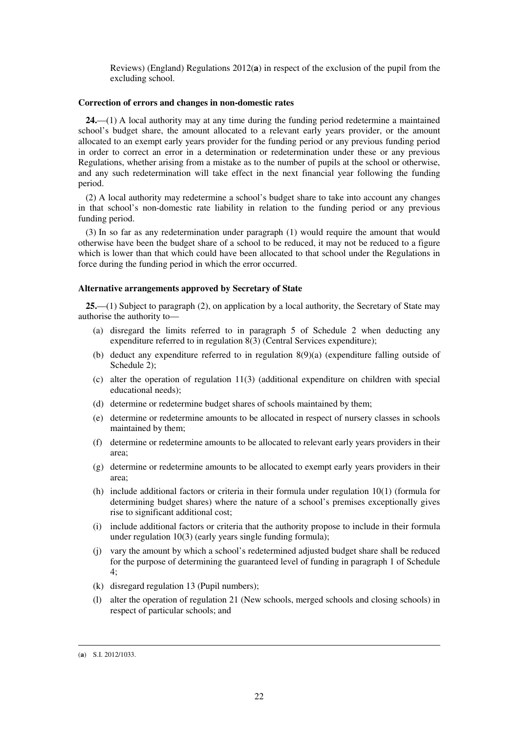Reviews) (England) Regulations 2012(**a**) in respect of the exclusion of the pupil from the excluding school.

**Correction of errors and changes in non-domestic rates**

**24.**—(1) A local authority may at any time during the funding period redetermine a maintained school's budget share, the amount allocated to a relevant early years provider, or the amount allocated to an exempt early years provider for the funding period or any previous funding period in order to correct an error in a determination or redetermination under these or any previous Regulations, whether arising from a mistake as to the number of pupils at the school or otherwise, and any such redetermination will take effect in the next financial year following the funding period.

(2) A local authority may redetermine a school's budget share to take into account any changes in that school's non-domestic rate liability in relation to the funding period or any previous funding period.

(3) In so far as any redetermination under paragraph (1) would require the amount that would otherwise have been the budget share of a school to be reduced, it may not be reduced to a figure which is lower than that which could have been allocated to that school under the Regulations in force during the funding period in which the error occurred.

**Alternative arrangements approved by Secretary of State**

**25.**—(1) Subject to paragraph (2), on application by a local authority, the Secretary of State may authorise the authority to—

(a) disregard the limits referred to in paragraph 5 of Schedule 2 when deducting any expenditure referred to in regulation 8(3) (Central Services expenditure);

(b) deduct any expenditure referred to in regulation 8(9)(a) (expenditure falling outside of Schedule 2);

(c) alter the operation of regulation 11(3) (additional expenditure on children with special educational needs);

(d) determine or redetermine budget shares of schools maintained by them;

(e) determine or redetermine amounts to be allocated in respect of nursery classes in schools maintained by them;

(f) determine or redetermine amounts to be allocated to relevant early years providers in their area;

(g) determine or redetermine amounts to be allocated to exempt early years providers in their area;

(h) include additional factors or criteria in their formula under regulation 10(1) (formula for determining budget shares) where the nature of a school's premises exceptionally gives rise to significant additional cost;

(i) include additional factors or criteria that the authority propose to include in their formula under regulation 10(3) (early years single funding formula);

(j) vary the amount by which a school's redetermined adjusted budget share shall be reduced for the purpose of determining the guaranteed level of funding in paragraph 1 of Schedule 4;

(k) disregard regulation 13 (Pupil numbers);

(l) alter the operation of regulation 21 (New schools, merged schools and closing schools) in respect of particular schools; and

(**a**) S.I. 2012/1033.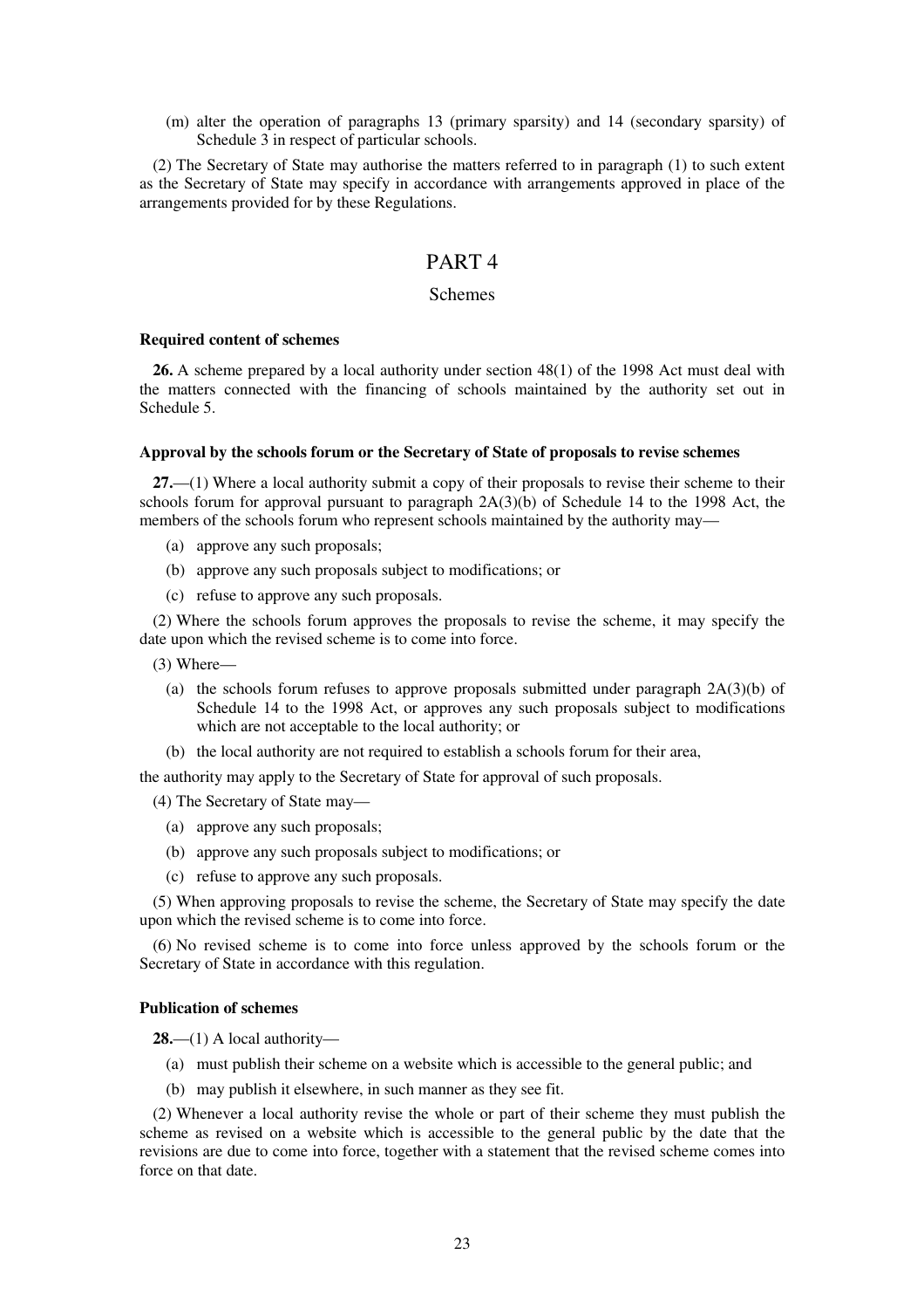(m) alter the operation of paragraphs 13 (primary sparsity) and 14 (secondary sparsity) of Schedule 3 in respect of particular schools.

(2) The Secretary of State may authorise the matters referred to in paragraph (1) to such extent as the Secretary of State may specify in accordance with arrangements approved in place of the arrangements provided for by these Regulations.

# PART 4

## Schemes

### Required content of schemes

**26.** A scheme prepared by a local authority under section 48(1) of the 1998 Act must deal with the matters connected with the financing of schools maintained by the authority set out in Schedule 5.

### Approval by the schools forum or the Secretary of State of proposals to revise schemes

**27.**—(1) Where a local authority submit a copy of their proposals to revise their scheme to their schools forum for approval pursuant to paragraph 2A(3)(b) of Schedule 14 to the 1998 Act, the members of the schools forum who represent schools maintained by the authority may—

- (a) approve any such proposals;
- (b) approve any such proposals subject to modifications; or
- (c) refuse to approve any such proposals.

(2) Where the schools forum approves the proposals to revise the scheme, it may specify the date upon which the revised scheme is to come into force.

(3) Where—

- (a) the schools forum refuses to approve proposals submitted under paragraph 2A(3)(b) of Schedule 14 to the 1998 Act, or approves any such proposals subject to modifications which are not acceptable to the local authority; or
- (b) the local authority are not required to establish a schools forum for their area,

the authority may apply to the Secretary of State for approval of such proposals.

(4) The Secretary of State may—

- (a) approve any such proposals;
- (b) approve any such proposals subject to modifications; or
- (c) refuse to approve any such proposals.

(5) When approving proposals to revise the scheme, the Secretary of State may specify the date upon which the revised scheme is to come into force.

(6) No revised scheme is to come into force unless approved by the schools forum or the Secretary of State in accordance with this regulation.

### Publication of schemes

**28.**—(1) A local authority—

- (a) must publish their scheme on a website which is accessible to the general public; and
- (b) may publish it elsewhere, in such manner as they see fit.

(2) Whenever a local authority revise the whole or part of their scheme they must publish the scheme as revised on a website which is accessible to the general public by the date that the revisions are due to come into force, together with a statement that the revised scheme comes into force on that date.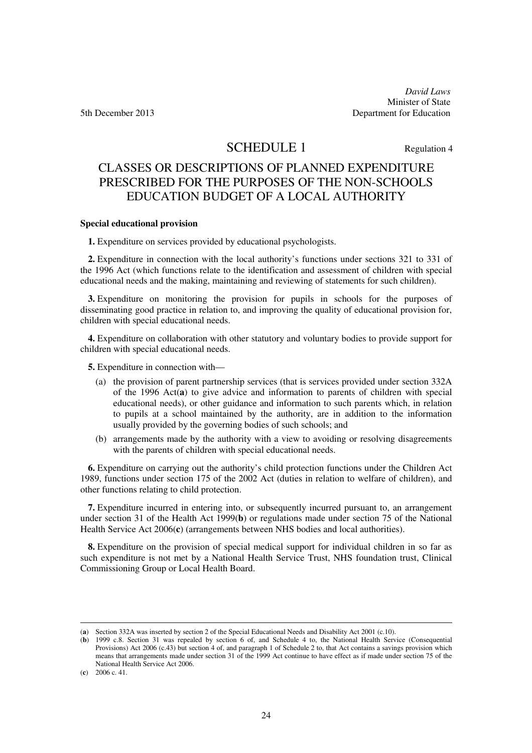*David Laws*
Minister of State
Department for Education

5th December 2013

## SCHEDULE 1

Regulation 4

## CLASSES OR DESCRIPTIONS OF PLANNED EXPENDITURE PRESCRIBED FOR THE PURPOSES OF THE NON-SCHOOLS EDUCATION BUDGET OF A LOCAL AUTHORITY

**Special educational provision**

**1.** Expenditure on services provided by educational psychologists.

**2.** Expenditure in connection with the local authority's functions under sections 321 to 331 of the 1996 Act (which functions relate to the identification and assessment of children with special educational needs and the making, maintaining and reviewing of statements for such children).

**3.** Expenditure on monitoring the provision for pupils in schools for the purposes of disseminating good practice in relation to, and improving the quality of educational provision for, children with special educational needs.

**4.** Expenditure on collaboration with other statutory and voluntary bodies to provide support for children with special educational needs.

**5.** Expenditure in connection with—

(a) the provision of parent partnership services (that is services provided under section 332A of the 1996 Act(**a**) to give advice and information to parents of children with special educational needs), or other guidance and information to such parents which, in relation to pupils at a school maintained by the authority, are in addition to the information usually provided by the governing bodies of such schools; and

(b) arrangements made by the authority with a view to avoiding or resolving disagreements with the parents of children with special educational needs.

**6.** Expenditure on carrying out the authority's child protection functions under the Children Act 1989, functions under section 175 of the 2002 Act (duties in relation to welfare of children), and other functions relating to child protection.

**7.** Expenditure incurred in entering into, or subsequently incurred pursuant to, an arrangement under section 31 of the Health Act 1999(**b**) or regulations made under section 75 of the National Health Service Act 2006(**c**) (arrangements between NHS bodies and local authorities).

**8.** Expenditure on the provision of special medical support for individual children in so far as such expenditure is not met by a National Health Service Trust, NHS foundation trust, Clinical Commissioning Group or Local Health Board.

---

(**a**) Section 332A was inserted by section 2 of the Special Educational Needs and Disability Act 2001 (c.10).

(**b**) 1999 c.8. Section 31 was repealed by section 6 of, and Schedule 4 to, the National Health Service (Consequential Provisions) Act 2006 (c.43) but section 4 of, and paragraph 1 of Schedule 2 to, that Act contains a savings provision which means that arrangements made under section 31 of the 1999 Act continue to have effect as if made under section 75 of the National Health Service Act 2006.

(**c**) 2006 c. 41.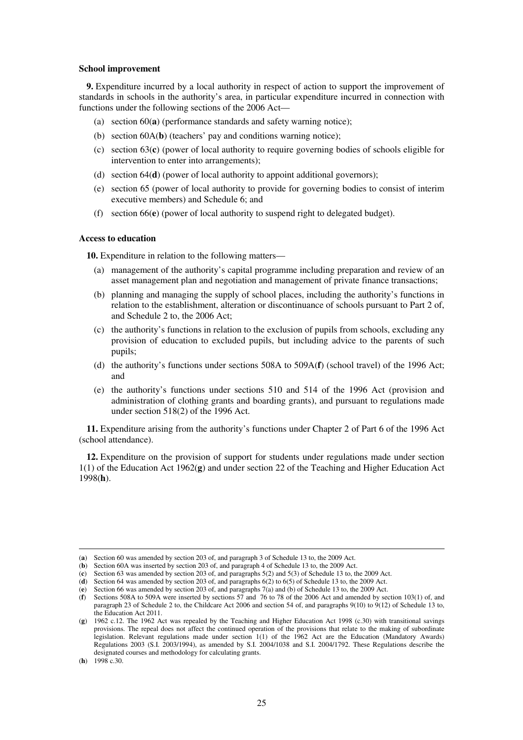**School improvement**

**9.** Expenditure incurred by a local authority in respect of action to support the improvement of standards in schools in the authority's area, in particular expenditure incurred in connection with functions under the following sections of the 2006 Act—

(a) section 60(**a**) (performance standards and safety warning notice);

(b) section 60A(**b**) (teachers' pay and conditions warning notice);

(c) section 63(**c**) (power of local authority to require governing bodies of schools eligible for intervention to enter into arrangements);

(d) section 64(**d**) (power of local authority to appoint additional governors);

(e) section 65 (power of local authority to provide for governing bodies to consist of interim executive members) and Schedule 6; and

(f) section 66(**e**) (power of local authority to suspend right to delegated budget).

**Access to education**

**10.** Expenditure in relation to the following matters—

(a) management of the authority's capital programme including preparation and review of an asset management plan and negotiation and management of private finance transactions;

(b) planning and managing the supply of school places, including the authority's functions in relation to the establishment, alteration or discontinuance of schools pursuant to Part 2 of, and Schedule 2 to, the 2006 Act;

(c) the authority's functions in relation to the exclusion of pupils from schools, excluding any provision of education to excluded pupils, but including advice to the parents of such pupils;

(d) the authority's functions under sections 508A to 509A(**f**) (school travel) of the 1996 Act; and

(e) the authority's functions under sections 510 and 514 of the 1996 Act (provision and administration of clothing grants and boarding grants), and pursuant to regulations made under section 518(2) of the 1996 Act.

**11.** Expenditure arising from the authority's functions under Chapter 2 of Part 6 of the 1996 Act (school attendance).

**12.** Expenditure on the provision of support for students under regulations made under section 1(1) of the Education Act 1962(**g**) and under section 22 of the Teaching and Higher Education Act 1998(**h**).

---

(**a**) Section 60 was amended by section 203 of, and paragraph 3 of Schedule 13 to, the 2009 Act.

(**b**) Section 60A was inserted by section 203 of, and paragraph 4 of Schedule 13 to, the 2009 Act.

(**c**) Section 63 was amended by section 203 of, and paragraphs 5(2) and 5(3) of Schedule 13 to, the 2009 Act.

(**d**) Section 64 was amended by section 203 of, and paragraphs 6(2) to 6(5) of Schedule 13 to, the 2009 Act.

(**e**) Section 66 was amended by section 203 of, and paragraphs 7(a) and (b) of Schedule 13 to, the 2009 Act.

(**f**) Sections 508A to 509A were inserted by sections 57 and 76 to 78 of the 2006 Act and amended by section 103(1) of, and paragraph 23 of Schedule 2 to, the Childcare Act 2006 and section 54 of, and paragraphs 9(10) to 9(12) of Schedule 13 to, the Education Act 2011.

(**g**) 1962 c.12. The 1962 Act was repealed by the Teaching and Higher Education Act 1998 (c.30) with transitional savings provisions. The repeal does not affect the continued operation of the provisions that relate to the making of subordinate legislation. Relevant regulations made under section 1(1) of the 1962 Act are the Education (Mandatory Awards) Regulations 2003 (S.I. 2003/1994), as amended by S.I. 2004/1038 and S.I. 2004/1792. These Regulations describe the designated courses and methodology for calculating grants.

(**h**) 1998 c.30.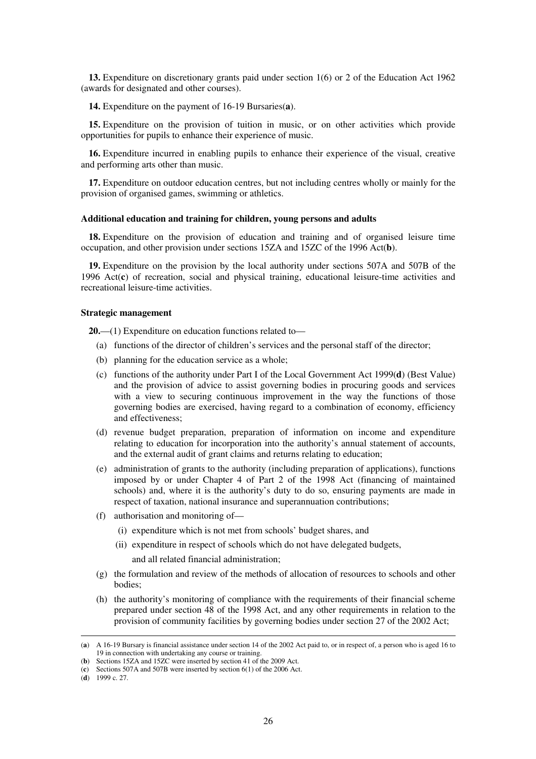**13.** Expenditure on discretionary grants paid under section 1(6) or 2 of the Education Act 1962 (awards for designated and other courses).

**14.** Expenditure on the payment of 16-19 Bursaries(**a**).

**15.** Expenditure on the provision of tuition in music, or on other activities which provide opportunities for pupils to enhance their experience of music.

**16.** Expenditure incurred in enabling pupils to enhance their experience of the visual, creative and performing arts other than music.

**17.** Expenditure on outdoor education centres, but not including centres wholly or mainly for the provision of organised games, swimming or athletics.

#### Additional education and training for children, young persons and adults

**18.** Expenditure on the provision of education and training and of organised leisure time occupation, and other provision under sections 15ZA and 15ZC of the 1996 Act(**b**).

**19.** Expenditure on the provision by the local authority under sections 507A and 507B of the 1996 Act(**c**) of recreation, social and physical training, educational leisure-time activities and recreational leisure-time activities.

#### Strategic management

**20.**—(1) Expenditure on education functions related to—

- (a) functions of the director of children's services and the personal staff of the director;
- (b) planning for the education service as a whole;
- (c) functions of the authority under Part I of the Local Government Act 1999(**d**) (Best Value) and the provision of advice to assist governing bodies in procuring goods and services with a view to securing continuous improvement in the way the functions of those governing bodies are exercised, having regard to a combination of economy, efficiency and effectiveness;
- (d) revenue budget preparation, preparation of information on income and expenditure relating to education for incorporation into the authority's annual statement of accounts, and the external audit of grant claims and returns relating to education;
- (e) administration of grants to the authority (including preparation of applications), functions imposed by or under Chapter 4 of Part 2 of the 1998 Act (financing of maintained schools) and, where it is the authority's duty to do so, ensuring payments are made in respect of taxation, national insurance and superannuation contributions;
- (f) authorisation and monitoring of—
  - (i) expenditure which is not met from schools' budget shares, and
  - (ii) expenditure in respect of schools which do not have delegated budgets,

  and all related financial administration;
- (g) the formulation and review of the methods of allocation of resources to schools and other bodies;
- (h) the authority's monitoring of compliance with the requirements of their financial scheme prepared under section 48 of the 1998 Act, and any other requirements in relation to the provision of community facilities by governing bodies under section 27 of the 2002 Act;

---

(**a**) A 16-19 Bursary is financial assistance under section 14 of the 2002 Act paid to, or in respect of, a person who is aged 16 to 19 in connection with undertaking any course or training.

(**b**) Sections 15ZA and 15ZC were inserted by section 41 of the 2009 Act.

(**c**) Sections 507A and 507B were inserted by section 6(1) of the 2006 Act.

(**d**) 1999 c. 27.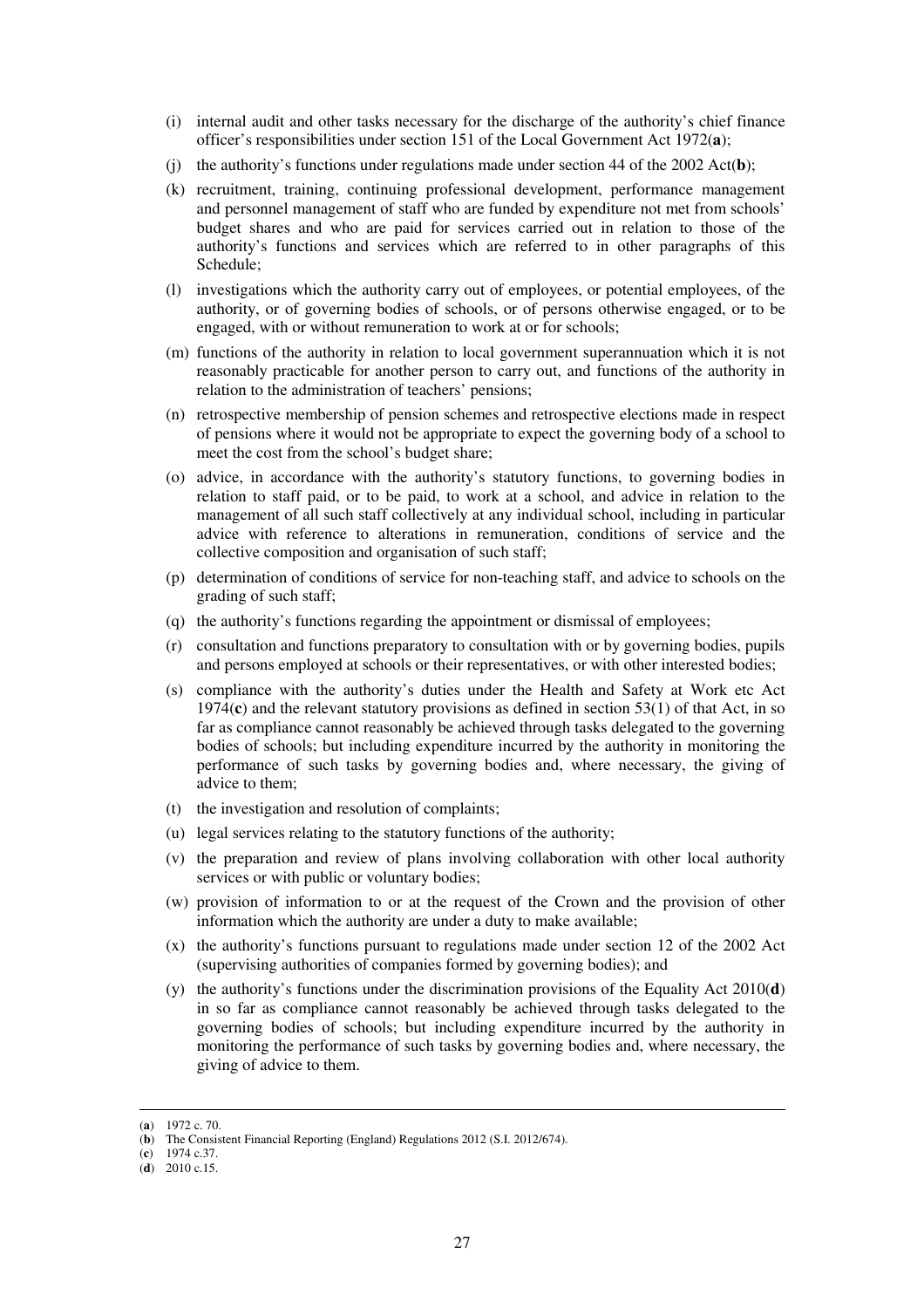(i) internal audit and other tasks necessary for the discharge of the authority's chief finance officer's responsibilities under section 151 of the Local Government Act 1972(**a**);

(j) the authority's functions under regulations made under section 44 of the 2002 Act(**b**);

(k) recruitment, training, continuing professional development, performance management and personnel management of staff who are funded by expenditure not met from schools' budget shares and who are paid for services carried out in relation to those of the authority's functions and services which are referred to in other paragraphs of this Schedule;

(l) investigations which the authority carry out of employees, or potential employees, of the authority, or of governing bodies of schools, or of persons otherwise engaged, or to be engaged, with or without remuneration to work at or for schools;

(m) functions of the authority in relation to local government superannuation which it is not reasonably practicable for another person to carry out, and functions of the authority in relation to the administration of teachers' pensions;

(n) retrospective membership of pension schemes and retrospective elections made in respect of pensions where it would not be appropriate to expect the governing body of a school to meet the cost from the school's budget share;

(o) advice, in accordance with the authority's statutory functions, to governing bodies in relation to staff paid, or to be paid, to work at a school, and advice in relation to the management of all such staff collectively at any individual school, including in particular advice with reference to alterations in remuneration, conditions of service and the collective composition and organisation of such staff;

(p) determination of conditions of service for non-teaching staff, and advice to schools on the grading of such staff;

(q) the authority's functions regarding the appointment or dismissal of employees;

(r) consultation and functions preparatory to consultation with or by governing bodies, pupils and persons employed at schools or their representatives, or with other interested bodies;

(s) compliance with the authority's duties under the Health and Safety at Work etc Act 1974(**c**) and the relevant statutory provisions as defined in section 53(1) of that Act, in so far as compliance cannot reasonably be achieved through tasks delegated to the governing bodies of schools; but including expenditure incurred by the authority in monitoring the performance of such tasks by governing bodies and, where necessary, the giving of advice to them;

(t) the investigation and resolution of complaints;

(u) legal services relating to the statutory functions of the authority;

(v) the preparation and review of plans involving collaboration with other local authority services or with public or voluntary bodies;

(w) provision of information to or at the request of the Crown and the provision of other information which the authority are under a duty to make available;

(x) the authority's functions pursuant to regulations made under section 12 of the 2002 Act (supervising authorities of companies formed by governing bodies); and

(y) the authority's functions under the discrimination provisions of the Equality Act 2010(**d**) in so far as compliance cannot reasonably be achieved through tasks delegated to the governing bodies of schools; but including expenditure incurred by the authority in monitoring the performance of such tasks by governing bodies and, where necessary, the giving of advice to them.

---

(**a**) 1972 c. 70.
(**b**) The Consistent Financial Reporting (England) Regulations 2012 (S.I. 2012/674).
(**c**) 1974 c.37.
(**d**) 2010 c.15.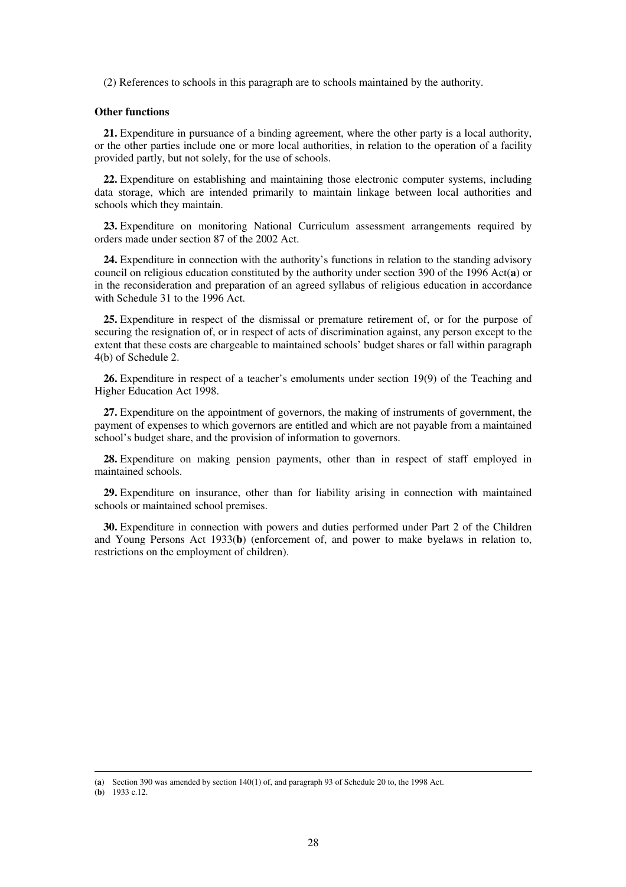(2) References to schools in this paragraph are to schools maintained by the authority.

**Other functions**

**21.** Expenditure in pursuance of a binding agreement, where the other party is a local authority, or the other parties include one or more local authorities, in relation to the operation of a facility provided partly, but not solely, for the use of schools.

**22.** Expenditure on establishing and maintaining those electronic computer systems, including data storage, which are intended primarily to maintain linkage between local authorities and schools which they maintain.

**23.** Expenditure on monitoring National Curriculum assessment arrangements required by orders made under section 87 of the 2002 Act.

**24.** Expenditure in connection with the authority's functions in relation to the standing advisory council on religious education constituted by the authority under section 390 of the 1996 Act(**a**) or in the reconsideration and preparation of an agreed syllabus of religious education in accordance with Schedule 31 to the 1996 Act.

**25.** Expenditure in respect of the dismissal or premature retirement of, or for the purpose of securing the resignation of, or in respect of acts of discrimination against, any person except to the extent that these costs are chargeable to maintained schools' budget shares or fall within paragraph 4(b) of Schedule 2.

**26.** Expenditure in respect of a teacher's emoluments under section 19(9) of the Teaching and Higher Education Act 1998.

**27.** Expenditure on the appointment of governors, the making of instruments of government, the payment of expenses to which governors are entitled and which are not payable from a maintained school's budget share, and the provision of information to governors.

**28.** Expenditure on making pension payments, other than in respect of staff employed in maintained schools.

**29.** Expenditure on insurance, other than for liability arising in connection with maintained schools or maintained school premises.

**30.** Expenditure in connection with powers and duties performed under Part 2 of the Children and Young Persons Act 1933(**b**) (enforcement of, and power to make byelaws in relation to, restrictions on the employment of children).

---

(**a**) Section 390 was amended by section 140(1) of, and paragraph 93 of Schedule 20 to, the 1998 Act.

(**b**) 1933 c.12.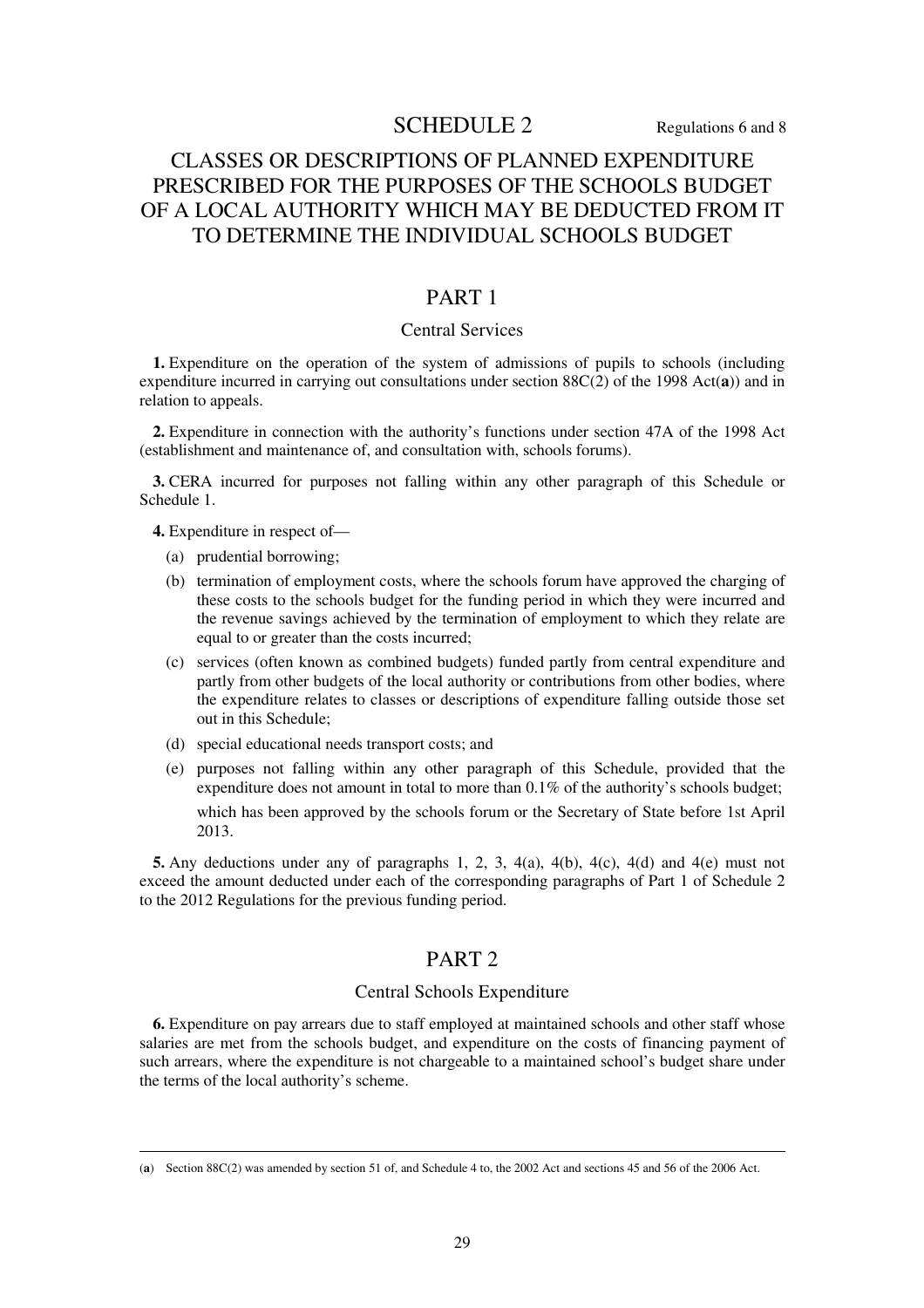# SCHEDULE 2

Regulations 6 and 8

## CLASSES OR DESCRIPTIONS OF PLANNED EXPENDITURE PRESCRIBED FOR THE PURPOSES OF THE SCHOOLS BUDGET OF A LOCAL AUTHORITY WHICH MAY BE DEDUCTED FROM IT TO DETERMINE THE INDIVIDUAL SCHOOLS BUDGET

## PART 1

### Central Services

**1.** Expenditure on the operation of the system of admissions of pupils to schools (including expenditure incurred in carrying out consultations under section 88C(2) of the 1998 Act(**a**)) and in relation to appeals.

**2.** Expenditure in connection with the authority's functions under section 47A of the 1998 Act (establishment and maintenance of, and consultation with, schools forums).

**3.** CERA incurred for purposes not falling within any other paragraph of this Schedule or Schedule 1.

**4.** Expenditure in respect of—

(a) prudential borrowing;

(b) termination of employment costs, where the schools forum have approved the charging of these costs to the schools budget for the funding period in which they were incurred and the revenue savings achieved by the termination of employment to which they relate are equal to or greater than the costs incurred;

(c) services (often known as combined budgets) funded partly from central expenditure and partly from other budgets of the local authority or contributions from other bodies, where the expenditure relates to classes or descriptions of expenditure falling outside those set out in this Schedule;

(d) special educational needs transport costs; and

(e) purposes not falling within any other paragraph of this Schedule, provided that the expenditure does not amount in total to more than 0.1% of the authority's schools budget;

which has been approved by the schools forum or the Secretary of State before 1st April 2013.

**5.** Any deductions under any of paragraphs 1, 2, 3, 4(a), 4(b), 4(c), 4(d) and 4(e) must not exceed the amount deducted under each of the corresponding paragraphs of Part 1 of Schedule 2 to the 2012 Regulations for the previous funding period.

## PART 2

### Central Schools Expenditure

**6.** Expenditure on pay arrears due to staff employed at maintained schools and other staff whose salaries are met from the schools budget, and expenditure on the costs of financing payment of such arrears, where the expenditure is not chargeable to a maintained school's budget share under the terms of the local authority's scheme.

---

(**a**) Section 88C(2) was amended by section 51 of, and Schedule 4 to, the 2002 Act and sections 45 and 56 of the 2006 Act.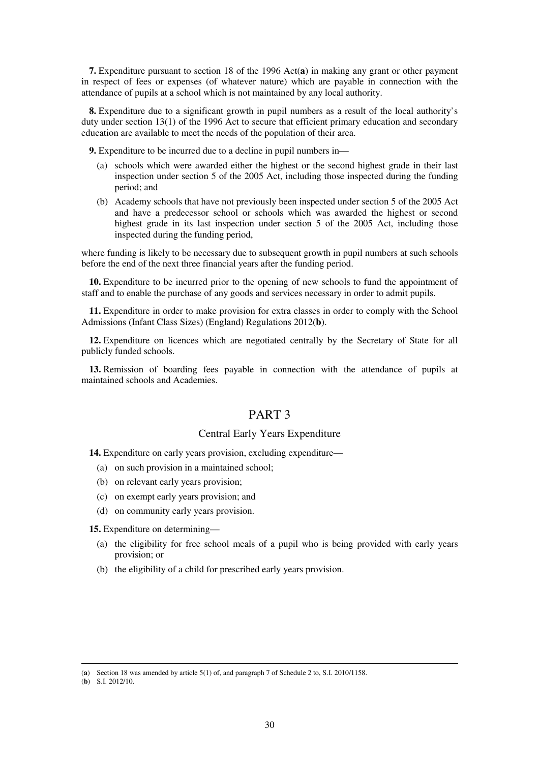**7.** Expenditure pursuant to section 18 of the 1996 Act(**a**) in making any grant or other payment in respect of fees or expenses (of whatever nature) which are payable in connection with the attendance of pupils at a school which is not maintained by any local authority.

**8.** Expenditure due to a significant growth in pupil numbers as a result of the local authority's duty under section 13(1) of the 1996 Act to secure that efficient primary education and secondary education are available to meet the needs of the population of their area.

**9.** Expenditure to be incurred due to a decline in pupil numbers in—

(a) schools which were awarded either the highest or the second highest grade in their last inspection under section 5 of the 2005 Act, including those inspected during the funding period; and

(b) Academy schools that have not previously been inspected under section 5 of the 2005 Act and have a predecessor school or schools which was awarded the highest or second highest grade in its last inspection under section 5 of the 2005 Act, including those inspected during the funding period,

where funding is likely to be necessary due to subsequent growth in pupil numbers at such schools before the end of the next three financial years after the funding period.

**10.** Expenditure to be incurred prior to the opening of new schools to fund the appointment of staff and to enable the purchase of any goods and services necessary in order to admit pupils.

**11.** Expenditure in order to make provision for extra classes in order to comply with the School Admissions (Infant Class Sizes) (England) Regulations 2012(**b**).

**12.** Expenditure on licences which are negotiated centrally by the Secretary of State for all publicly funded schools.

**13.** Remission of boarding fees payable in connection with the attendance of pupils at maintained schools and Academies.

## PART 3

### Central Early Years Expenditure

**14.** Expenditure on early years provision, excluding expenditure—

(a) on such provision in a maintained school;

(b) on relevant early years provision;

(c) on exempt early years provision; and

(d) on community early years provision.

**15.** Expenditure on determining—

(a) the eligibility for free school meals of a pupil who is being provided with early years provision; or

(b) the eligibility of a child for prescribed early years provision.

---

(**a**) Section 18 was amended by article 5(1) of, and paragraph 7 of Schedule 2 to, S.I. 2010/1158.

(**b**) S.I. 2012/10.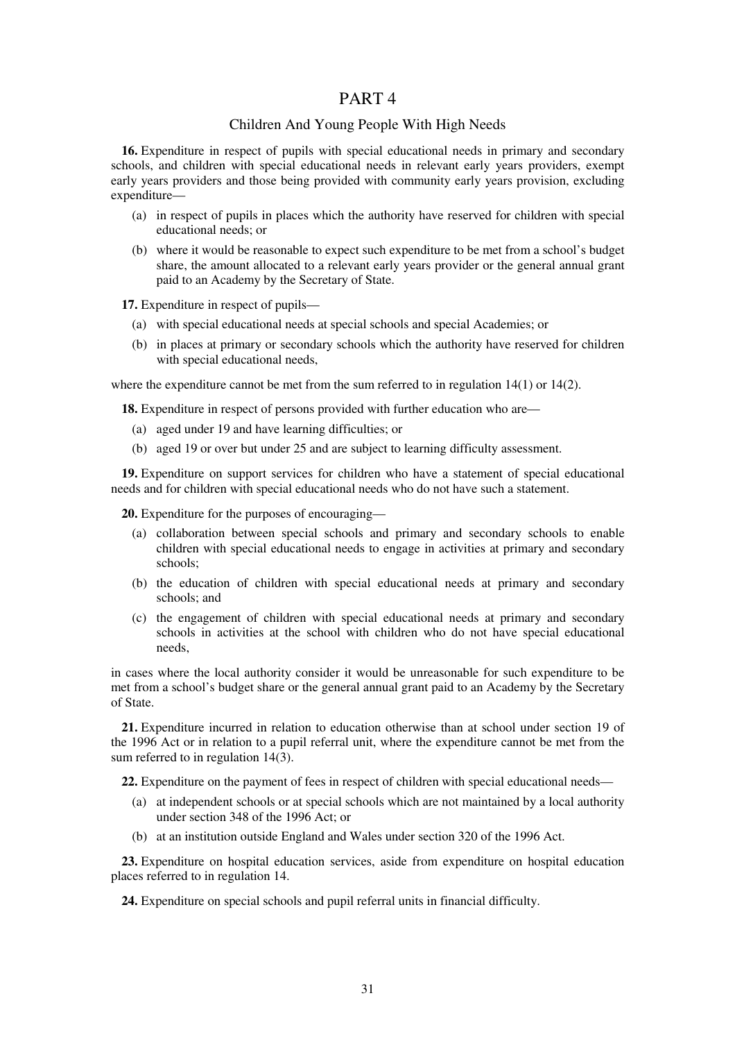# PART 4

## Children And Young People With High Needs

**16.** Expenditure in respect of pupils with special educational needs in primary and secondary schools, and children with special educational needs in relevant early years providers, exempt early years providers and those being provided with community early years provision, excluding expenditure—

- (a) in respect of pupils in places which the authority have reserved for children with special educational needs; or
- (b) where it would be reasonable to expect such expenditure to be met from a school's budget share, the amount allocated to a relevant early years provider or the general annual grant paid to an Academy by the Secretary of State.

**17.** Expenditure in respect of pupils—

- (a) with special educational needs at special schools and special Academies; or
- (b) in places at primary or secondary schools which the authority have reserved for children with special educational needs,

where the expenditure cannot be met from the sum referred to in regulation 14(1) or 14(2).

**18.** Expenditure in respect of persons provided with further education who are—

- (a) aged under 19 and have learning difficulties; or
- (b) aged 19 or over but under 25 and are subject to learning difficulty assessment.

**19.** Expenditure on support services for children who have a statement of special educational needs and for children with special educational needs who do not have such a statement.

**20.** Expenditure for the purposes of encouraging—

- (a) collaboration between special schools and primary and secondary schools to enable children with special educational needs to engage in activities at primary and secondary schools;
- (b) the education of children with special educational needs at primary and secondary schools; and
- (c) the engagement of children with special educational needs at primary and secondary schools in activities at the school with children who do not have special educational needs,

in cases where the local authority consider it would be unreasonable for such expenditure to be met from a school's budget share or the general annual grant paid to an Academy by the Secretary of State.

**21.** Expenditure incurred in relation to education otherwise than at school under section 19 of the 1996 Act or in relation to a pupil referral unit, where the expenditure cannot be met from the sum referred to in regulation 14(3).

**22.** Expenditure on the payment of fees in respect of children with special educational needs—

- (a) at independent schools or at special schools which are not maintained by a local authority under section 348 of the 1996 Act; or
- (b) at an institution outside England and Wales under section 320 of the 1996 Act.

**23.** Expenditure on hospital education services, aside from expenditure on hospital education places referred to in regulation 14.

**24.** Expenditure on special schools and pupil referral units in financial difficulty.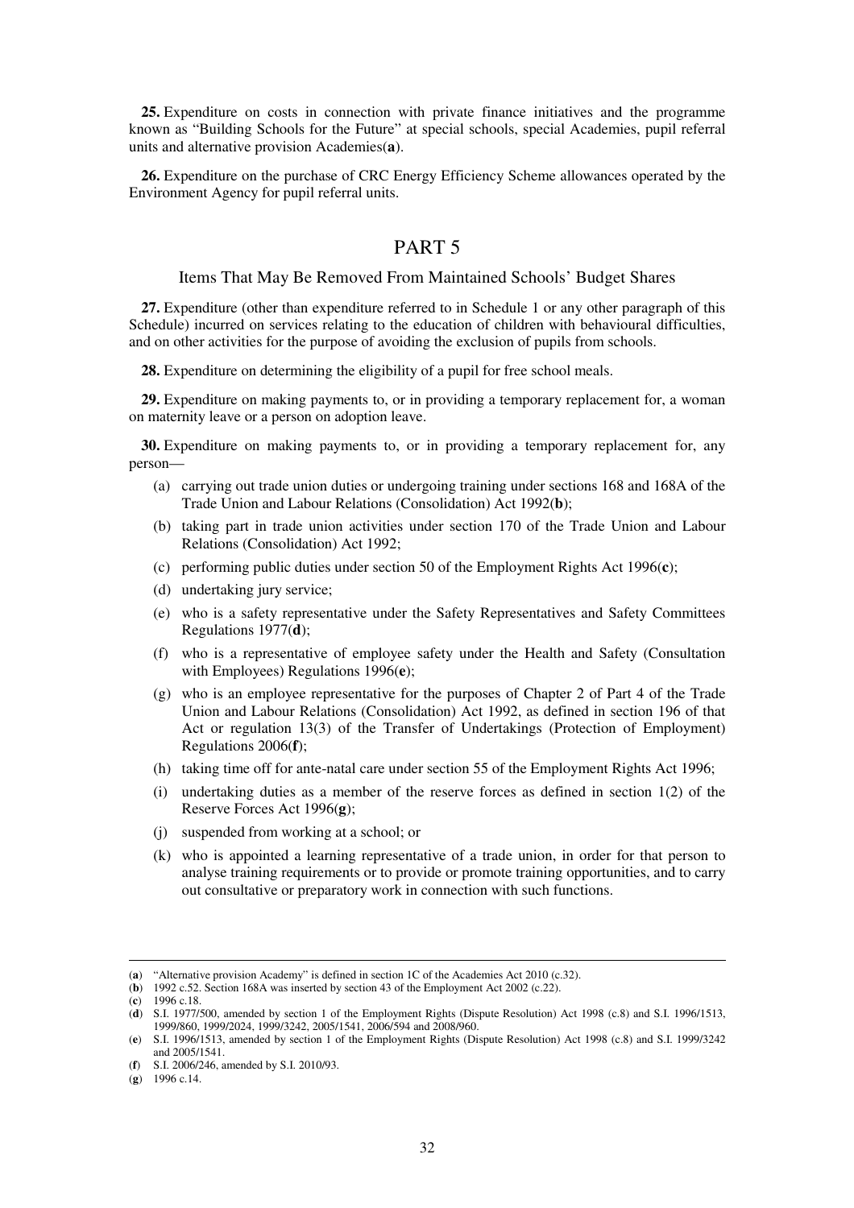**25.** Expenditure on costs in connection with private finance initiatives and the programme known as "Building Schools for the Future" at special schools, special Academies, pupil referral units and alternative provision Academies(**a**).

**26.** Expenditure on the purchase of CRC Energy Efficiency Scheme allowances operated by the Environment Agency for pupil referral units.

## PART 5

### Items That May Be Removed From Maintained Schools' Budget Shares

**27.** Expenditure (other than expenditure referred to in Schedule 1 or any other paragraph of this Schedule) incurred on services relating to the education of children with behavioural difficulties, and on other activities for the purpose of avoiding the exclusion of pupils from schools.

**28.** Expenditure on determining the eligibility of a pupil for free school meals.

**29.** Expenditure on making payments to, or in providing a temporary replacement for, a woman on maternity leave or a person on adoption leave.

**30.** Expenditure on making payments to, or in providing a temporary replacement for, any person—

- (a) carrying out trade union duties or undergoing training under sections 168 and 168A of the Trade Union and Labour Relations (Consolidation) Act 1992(**b**);
- (b) taking part in trade union activities under section 170 of the Trade Union and Labour Relations (Consolidation) Act 1992;
- (c) performing public duties under section 50 of the Employment Rights Act 1996(**c**);
- (d) undertaking jury service;
- (e) who is a safety representative under the Safety Representatives and Safety Committees Regulations 1977(**d**);
- (f) who is a representative of employee safety under the Health and Safety (Consultation with Employees) Regulations 1996(**e**);
- (g) who is an employee representative for the purposes of Chapter 2 of Part 4 of the Trade Union and Labour Relations (Consolidation) Act 1992, as defined in section 196 of that Act or regulation 13(3) of the Transfer of Undertakings (Protection of Employment) Regulations 2006(**f**);
- (h) taking time off for ante-natal care under section 55 of the Employment Rights Act 1996;
- (i) undertaking duties as a member of the reserve forces as defined in section 1(2) of the Reserve Forces Act 1996(**g**);
- (j) suspended from working at a school; or
- (k) who is appointed a learning representative of a trade union, in order for that person to analyse training requirements or to provide or promote training opportunities, and to carry out consultative or preparatory work in connection with such functions.

---

(**a**) "Alternative provision Academy" is defined in section 1C of the Academies Act 2010 (c.32).
(**b**) 1992 c.52. Section 168A was inserted by section 43 of the Employment Act 2002 (c.22).
(**c**) 1996 c.18.
(**d**) S.I. 1977/500, amended by section 1 of the Employment Rights (Dispute Resolution) Act 1998 (c.8) and S.I. 1996/1513, 1999/860, 1999/2024, 1999/3242, 2005/1541, 2006/594 and 2008/960.
(**e**) S.I. 1996/1513, amended by section 1 of the Employment Rights (Dispute Resolution) Act 1998 (c.8) and S.I. 1999/3242 and 2005/1541.
(**f**) S.I. 2006/246, amended by S.I. 2010/93.
(**g**) 1996 c.14.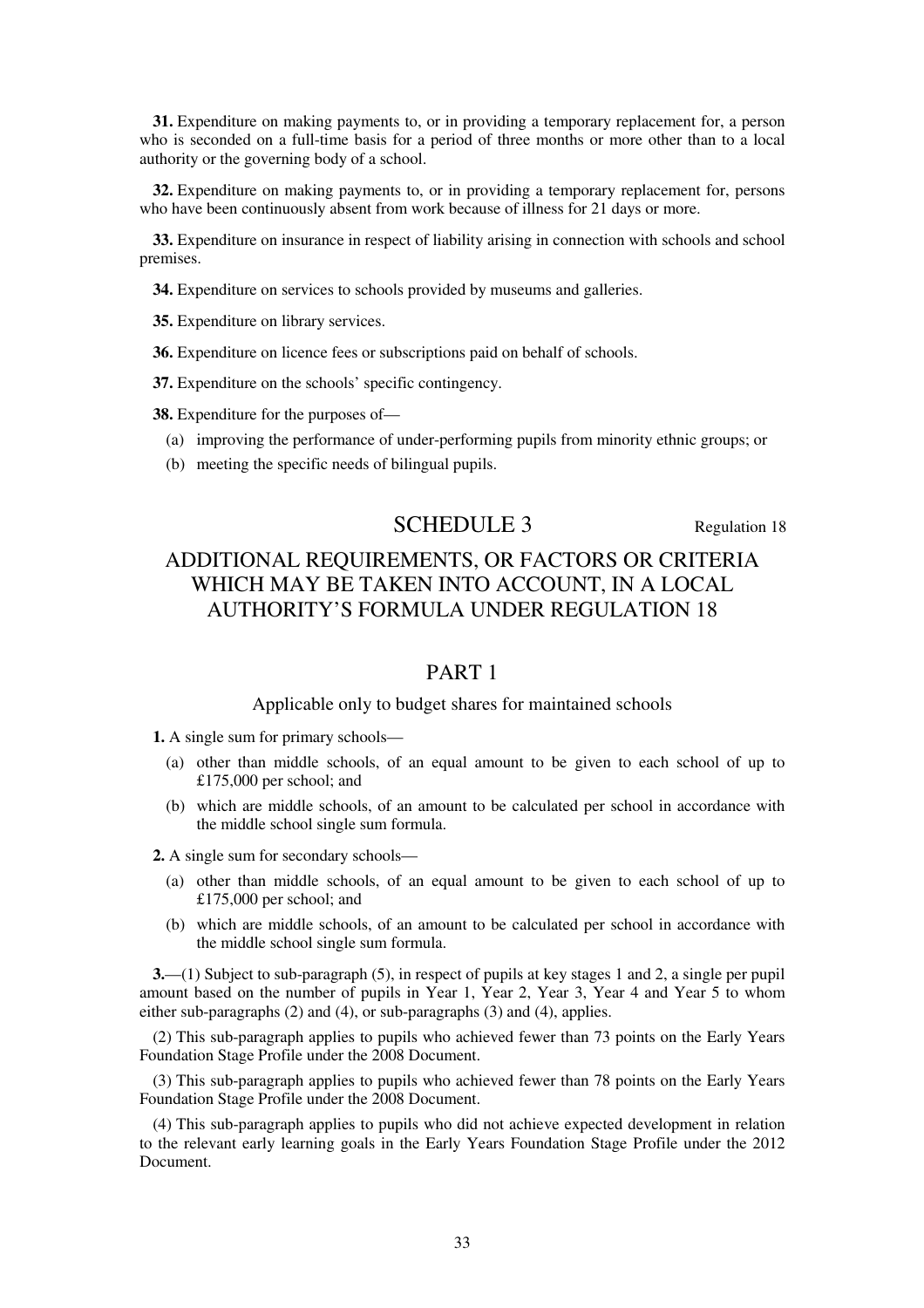**31.** Expenditure on making payments to, or in providing a temporary replacement for, a person who is seconded on a full-time basis for a period of three months or more other than to a local authority or the governing body of a school.

**32.** Expenditure on making payments to, or in providing a temporary replacement for, persons who have been continuously absent from work because of illness for 21 days or more.

**33.** Expenditure on insurance in respect of liability arising in connection with schools and school premises.

**34.** Expenditure on services to schools provided by museums and galleries.

**35.** Expenditure on library services.

**36.** Expenditure on licence fees or subscriptions paid on behalf of schools.

**37.** Expenditure on the schools' specific contingency.

**38.** Expenditure for the purposes of—

(a) improving the performance of under-performing pupils from minority ethnic groups; or

(b) meeting the specific needs of bilingual pupils.

# SCHEDULE 3

Regulation 18

## ADDITIONAL REQUIREMENTS, OR FACTORS OR CRITERIA WHICH MAY BE TAKEN INTO ACCOUNT, IN A LOCAL AUTHORITY'S FORMULA UNDER REGULATION 18

## PART 1

### Applicable only to budget shares for maintained schools

**1.** A single sum for primary schools—

(a) other than middle schools, of an equal amount to be given to each school of up to £175,000 per school; and

(b) which are middle schools, of an amount to be calculated per school in accordance with the middle school single sum formula.

**2.** A single sum for secondary schools—

(a) other than middle schools, of an equal amount to be given to each school of up to £175,000 per school; and

(b) which are middle schools, of an amount to be calculated per school in accordance with the middle school single sum formula.

**3.**—(1) Subject to sub-paragraph (5), in respect of pupils at key stages 1 and 2, a single per pupil amount based on the number of pupils in Year 1, Year 2, Year 3, Year 4 and Year 5 to whom either sub-paragraphs (2) and (4), or sub-paragraphs (3) and (4), applies.

(2) This sub-paragraph applies to pupils who achieved fewer than 73 points on the Early Years Foundation Stage Profile under the 2008 Document.

(3) This sub-paragraph applies to pupils who achieved fewer than 78 points on the Early Years Foundation Stage Profile under the 2008 Document.

(4) This sub-paragraph applies to pupils who did not achieve expected development in relation to the relevant early learning goals in the Early Years Foundation Stage Profile under the 2012 Document.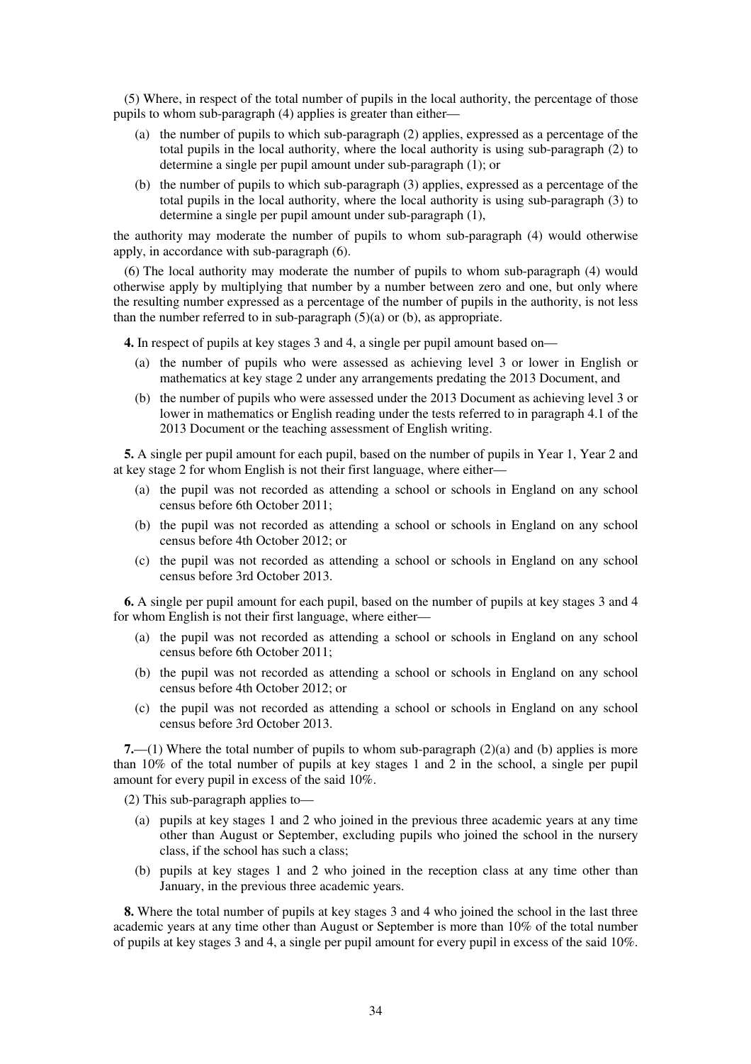(5) Where, in respect of the total number of pupils in the local authority, the percentage of those pupils to whom sub-paragraph (4) applies is greater than either—

(a) the number of pupils to which sub-paragraph (2) applies, expressed as a percentage of the total pupils in the local authority, where the local authority is using sub-paragraph (2) to determine a single per pupil amount under sub-paragraph (1); or

(b) the number of pupils to which sub-paragraph (3) applies, expressed as a percentage of the total pupils in the local authority, where the local authority is using sub-paragraph (3) to determine a single per pupil amount under sub-paragraph (1),

the authority may moderate the number of pupils to whom sub-paragraph (4) would otherwise apply, in accordance with sub-paragraph (6).

(6) The local authority may moderate the number of pupils to whom sub-paragraph (4) would otherwise apply by multiplying that number by a number between zero and one, but only where the resulting number expressed as a percentage of the number of pupils in the authority, is not less than the number referred to in sub-paragraph (5)(a) or (b), as appropriate.

**4.** In respect of pupils at key stages 3 and 4, a single per pupil amount based on—

(a) the number of pupils who were assessed as achieving level 3 or lower in English or mathematics at key stage 2 under any arrangements predating the 2013 Document, and

(b) the number of pupils who were assessed under the 2013 Document as achieving level 3 or lower in mathematics or English reading under the tests referred to in paragraph 4.1 of the 2013 Document or the teaching assessment of English writing.

**5.** A single per pupil amount for each pupil, based on the number of pupils in Year 1, Year 2 and at key stage 2 for whom English is not their first language, where either—

(a) the pupil was not recorded as attending a school or schools in England on any school census before 6th October 2011;

(b) the pupil was not recorded as attending a school or schools in England on any school census before 4th October 2012; or

(c) the pupil was not recorded as attending a school or schools in England on any school census before 3rd October 2013.

**6.** A single per pupil amount for each pupil, based on the number of pupils at key stages 3 and 4 for whom English is not their first language, where either—

(a) the pupil was not recorded as attending a school or schools in England on any school census before 6th October 2011;

(b) the pupil was not recorded as attending a school or schools in England on any school census before 4th October 2012; or

(c) the pupil was not recorded as attending a school or schools in England on any school census before 3rd October 2013.

**7.**—(1) Where the total number of pupils to whom sub-paragraph (2)(a) and (b) applies is more than 10% of the total number of pupils at key stages 1 and 2 in the school, a single per pupil amount for every pupil in excess of the said 10%.

(2) This sub-paragraph applies to—

(a) pupils at key stages 1 and 2 who joined in the previous three academic years at any time other than August or September, excluding pupils who joined the school in the nursery class, if the school has such a class;

(b) pupils at key stages 1 and 2 who joined in the reception class at any time other than January, in the previous three academic years.

**8.** Where the total number of pupils at key stages 3 and 4 who joined the school in the last three academic years at any time other than August or September is more than 10% of the total number of pupils at key stages 3 and 4, a single per pupil amount for every pupil in excess of the said 10%.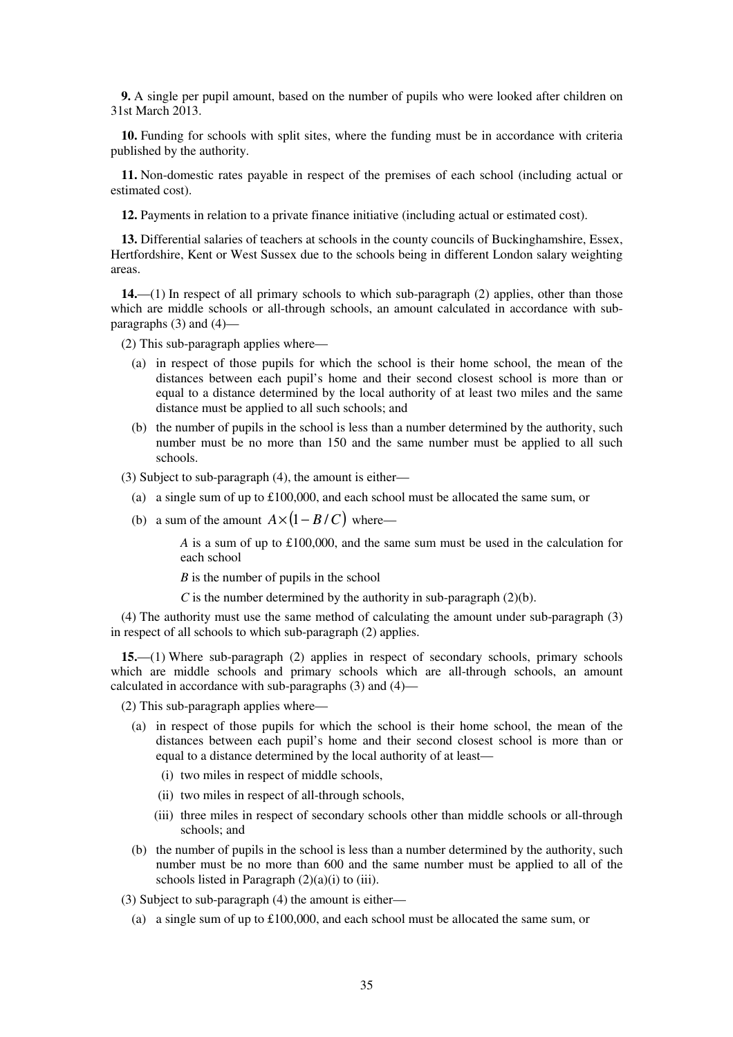**9.** A single per pupil amount, based on the number of pupils who were looked after children on 31st March 2013.

**10.** Funding for schools with split sites, where the funding must be in accordance with criteria published by the authority.

**11.** Non-domestic rates payable in respect of the premises of each school (including actual or estimated cost).

**12.** Payments in relation to a private finance initiative (including actual or estimated cost).

**13.** Differential salaries of teachers at schools in the county councils of Buckinghamshire, Essex, Hertfordshire, Kent or West Sussex due to the schools being in different London salary weighting areas.

**14.**—(1) In respect of all primary schools to which sub-paragraph (2) applies, other than those which are middle schools or all-through schools, an amount calculated in accordance with sub-paragraphs (3) and (4)—

(2) This sub-paragraph applies where—

- (a) in respect of those pupils for which the school is their home school, the mean of the distances between each pupil's home and their second closest school is more than or equal to a distance determined by the local authority of at least two miles and the same distance must be applied to all such schools; and
- (b) the number of pupils in the school is less than a number determined by the authority, such number must be no more than 150 and the same number must be applied to all such schools.

(3) Subject to sub-paragraph (4), the amount is either—

- (a) a single sum of up to £100,000, and each school must be allocated the same sum, or
- (b) a sum of the amount $A \times (1 - B/C)$ where—

  *A* is a sum of up to £100,000, and the same sum must be used in the calculation for each school

  *B* is the number of pupils in the school

  *C* is the number determined by the authority in sub-paragraph (2)(b).

(4) The authority must use the same method of calculating the amount under sub-paragraph (3) in respect of all schools to which sub-paragraph (2) applies.

**15.**—(1) Where sub-paragraph (2) applies in respect of secondary schools, primary schools which are middle schools and primary schools which are all-through schools, an amount calculated in accordance with sub-paragraphs (3) and (4)—

(2) This sub-paragraph applies where—

- (a) in respect of those pupils for which the school is their home school, the mean of the distances between each pupil's home and their second closest school is more than or equal to a distance determined by the local authority of at least—
  - (i) two miles in respect of middle schools,
  - (ii) two miles in respect of all-through schools,
  - (iii) three miles in respect of secondary schools other than middle schools or all-through schools; and
- (b) the number of pupils in the school is less than a number determined by the authority, such number must be no more than 600 and the same number must be applied to all of the schools listed in Paragraph (2)(a)(i) to (iii).

(3) Subject to sub-paragraph (4) the amount is either—

- (a) a single sum of up to £100,000, and each school must be allocated the same sum, or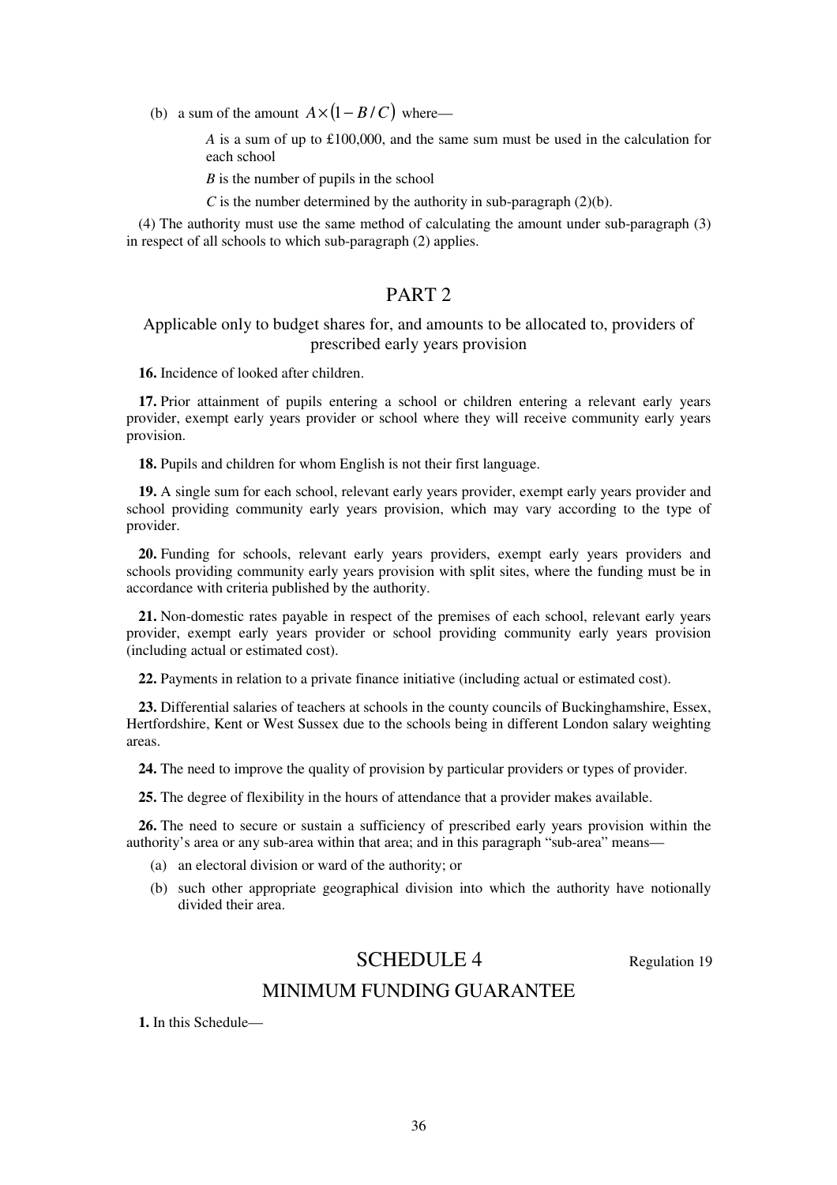(b) a sum of the amount $A \times (1 - B / C)$ where—

$A$ is a sum of up to £100,000, and the same sum must be used in the calculation for each school

$B$ is the number of pupils in the school

$C$ is the number determined by the authority in sub-paragraph (2)(b).

(4) The authority must use the same method of calculating the amount under sub-paragraph (3) in respect of all schools to which sub-paragraph (2) applies.

## PART 2

### Applicable only to budget shares for, and amounts to be allocated to, providers of prescribed early years provision

**16.** Incidence of looked after children.

**17.** Prior attainment of pupils entering a school or children entering a relevant early years provider, exempt early years provider or school where they will receive community early years provision.

**18.** Pupils and children for whom English is not their first language.

**19.** A single sum for each school, relevant early years provider, exempt early years provider and school providing community early years provision, which may vary according to the type of provider.

**20.** Funding for schools, relevant early years providers, exempt early years providers and schools providing community early years provision with split sites, where the funding must be in accordance with criteria published by the authority.

**21.** Non-domestic rates payable in respect of the premises of each school, relevant early years provider, exempt early years provider or school providing community early years provision (including actual or estimated cost).

**22.** Payments in relation to a private finance initiative (including actual or estimated cost).

**23.** Differential salaries of teachers at schools in the county councils of Buckinghamshire, Essex, Hertfordshire, Kent or West Sussex due to the schools being in different London salary weighting areas.

**24.** The need to improve the quality of provision by particular providers or types of provider.

**25.** The degree of flexibility in the hours of attendance that a provider makes available.

**26.** The need to secure or sustain a sufficiency of prescribed early years provision within the authority's area or any sub-area within that area; and in this paragraph "sub-area" means—

(a) an electoral division or ward of the authority; or

(b) such other appropriate geographical division into which the authority have notionally divided their area.

## SCHEDULE 4

Regulation 19

### MINIMUM FUNDING GUARANTEE

**1.** In this Schedule—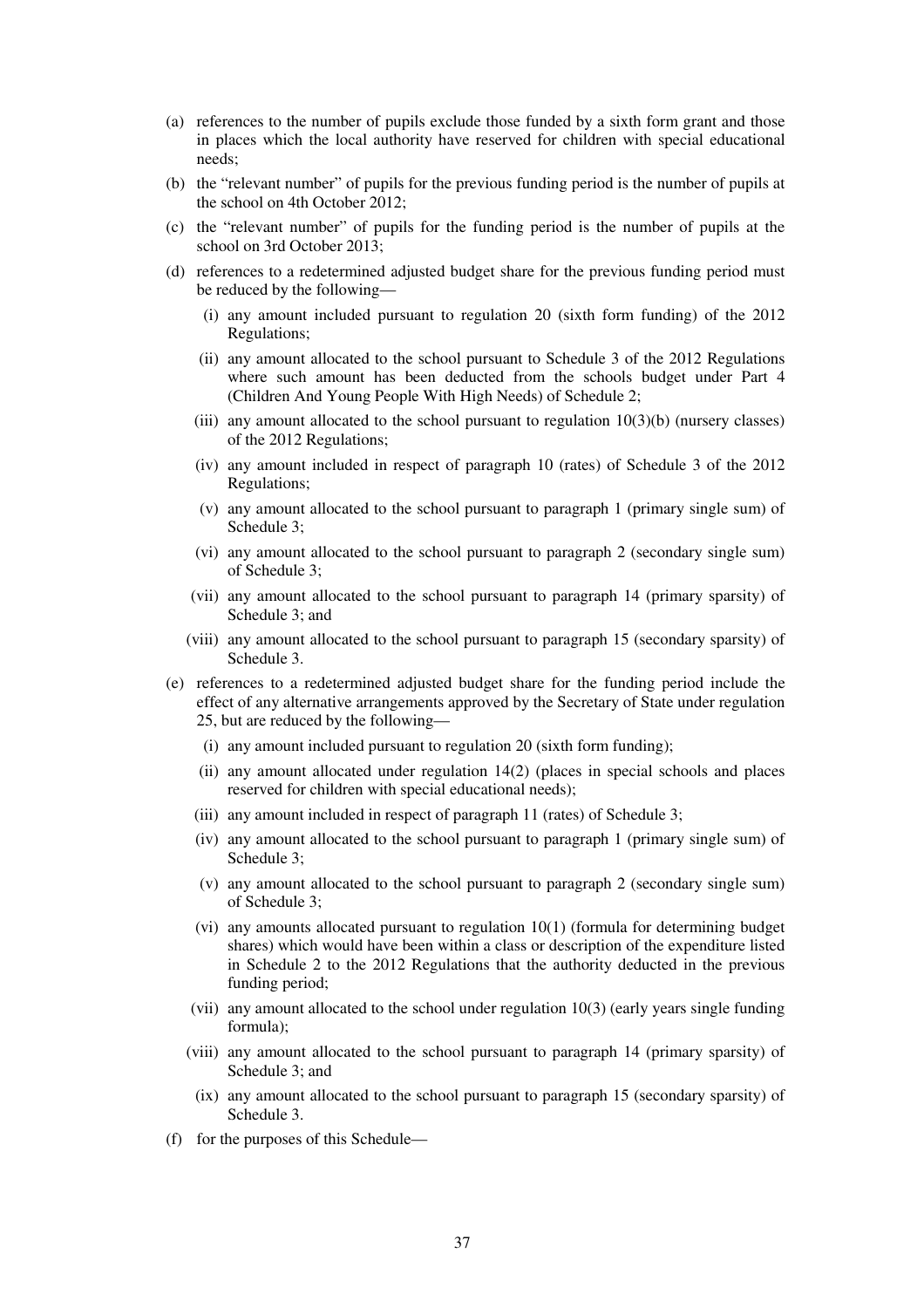(a) references to the number of pupils exclude those funded by a sixth form grant and those in places which the local authority have reserved for children with special educational needs;

(b) the "relevant number" of pupils for the previous funding period is the number of pupils at the school on 4th October 2012;

(c) the "relevant number" of pupils for the funding period is the number of pupils at the school on 3rd October 2013;

(d) references to a redetermined adjusted budget share for the previous funding period must be reduced by the following—

  (i) any amount included pursuant to regulation 20 (sixth form funding) of the 2012 Regulations;

  (ii) any amount allocated to the school pursuant to Schedule 3 of the 2012 Regulations where such amount has been deducted from the schools budget under Part 4 (Children And Young People With High Needs) of Schedule 2;

  (iii) any amount allocated to the school pursuant to regulation 10(3)(b) (nursery classes) of the 2012 Regulations;

  (iv) any amount included in respect of paragraph 10 (rates) of Schedule 3 of the 2012 Regulations;

  (v) any amount allocated to the school pursuant to paragraph 1 (primary single sum) of Schedule 3;

  (vi) any amount allocated to the school pursuant to paragraph 2 (secondary single sum) of Schedule 3;

  (vii) any amount allocated to the school pursuant to paragraph 14 (primary sparsity) of Schedule 3; and

  (viii) any amount allocated to the school pursuant to paragraph 15 (secondary sparsity) of Schedule 3.

(e) references to a redetermined adjusted budget share for the funding period include the effect of any alternative arrangements approved by the Secretary of State under regulation 25, but are reduced by the following—

  (i) any amount included pursuant to regulation 20 (sixth form funding);

  (ii) any amount allocated under regulation 14(2) (places in special schools and places reserved for children with special educational needs);

  (iii) any amount included in respect of paragraph 11 (rates) of Schedule 3;

  (iv) any amount allocated to the school pursuant to paragraph 1 (primary single sum) of Schedule 3;

  (v) any amount allocated to the school pursuant to paragraph 2 (secondary single sum) of Schedule 3;

  (vi) any amounts allocated pursuant to regulation 10(1) (formula for determining budget shares) which would have been within a class or description of the expenditure listed in Schedule 2 to the 2012 Regulations that the authority deducted in the previous funding period;

  (vii) any amount allocated to the school under regulation 10(3) (early years single funding formula);

  (viii) any amount allocated to the school pursuant to paragraph 14 (primary sparsity) of Schedule 3; and

  (ix) any amount allocated to the school pursuant to paragraph 15 (secondary sparsity) of Schedule 3.

(f) for the purposes of this Schedule—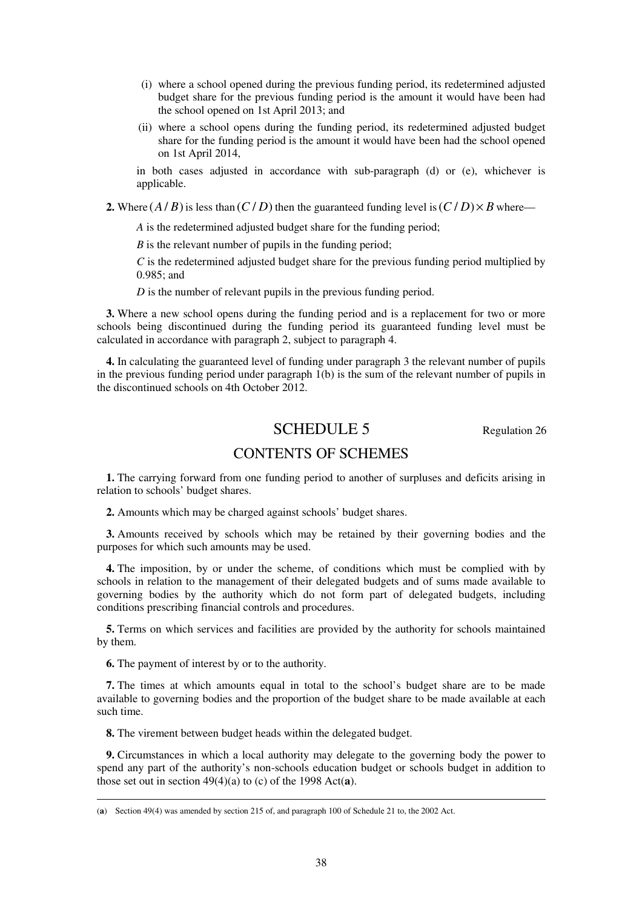(i) where a school opened during the previous funding period, its redetermined adjusted budget share for the previous funding period is the amount it would have been had the school opened on 1st April 2013; and

(ii) where a school opens during the funding period, its redetermined adjusted budget share for the funding period is the amount it would have been had the school opened on 1st April 2014,

in both cases adjusted in accordance with sub-paragraph (d) or (e), whichever is applicable.

**2.** Where $(A / B)$ is less than $(C / D)$ then the guaranteed funding level is $(C / D) \times B$ where—

*A* is the redetermined adjusted budget share for the funding period;

*B* is the relevant number of pupils in the funding period;

*C* is the redetermined adjusted budget share for the previous funding period multiplied by 0.985; and

*D* is the number of relevant pupils in the previous funding period.

**3.** Where a new school opens during the funding period and is a replacement for two or more schools being discontinued during the funding period its guaranteed funding level must be calculated in accordance with paragraph 2, subject to paragraph 4.

**4.** In calculating the guaranteed level of funding under paragraph 3 the relevant number of pupils in the previous funding period under paragraph 1(b) is the sum of the relevant number of pupils in the discontinued schools on 4th October 2012.

# SCHEDULE 5

Regulation 26

## CONTENTS OF SCHEMES

**1.** The carrying forward from one funding period to another of surpluses and deficits arising in relation to schools' budget shares.

**2.** Amounts which may be charged against schools' budget shares.

**3.** Amounts received by schools which may be retained by their governing bodies and the purposes for which such amounts may be used.

**4.** The imposition, by or under the scheme, of conditions which must be complied with by schools in relation to the management of their delegated budgets and of sums made available to governing bodies by the authority which do not form part of delegated budgets, including conditions prescribing financial controls and procedures.

**5.** Terms on which services and facilities are provided by the authority for schools maintained by them.

**6.** The payment of interest by or to the authority.

**7.** The times at which amounts equal in total to the school's budget share are to be made available to governing bodies and the proportion of the budget share to be made available at each such time.

**8.** The virement between budget heads within the delegated budget.

**9.** Circumstances in which a local authority may delegate to the governing body the power to spend any part of the authority's non-schools education budget or schools budget in addition to those set out in section 49(4)(a) to (c) of the 1998 Act(**a**).

---

(**a**) Section 49(4) was amended by section 215 of, and paragraph 100 of Schedule 21 to, the 2002 Act.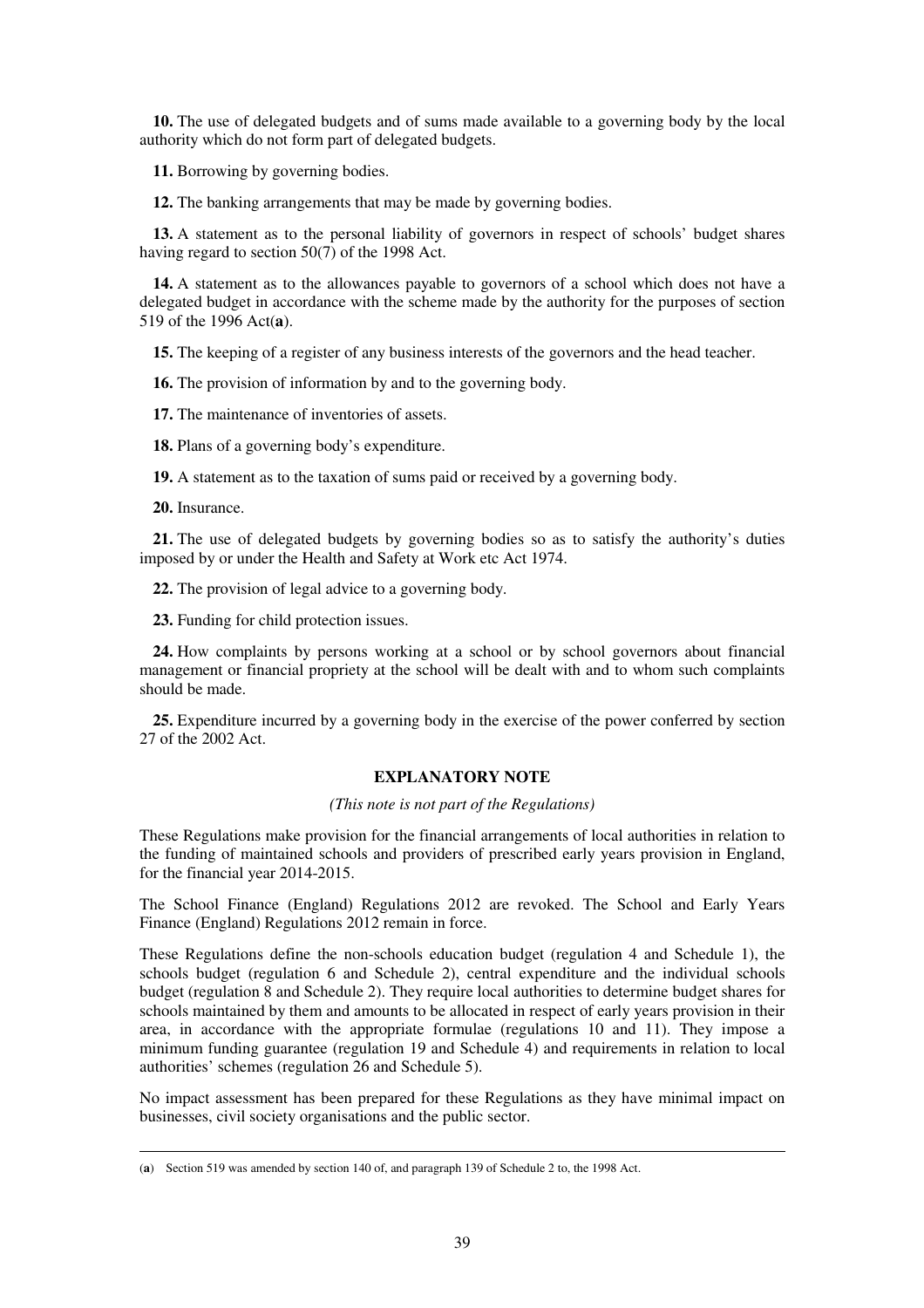**10.** The use of delegated budgets and of sums made available to a governing body by the local authority which do not form part of delegated budgets.

**11.** Borrowing by governing bodies.

**12.** The banking arrangements that may be made by governing bodies.

**13.** A statement as to the personal liability of governors in respect of schools' budget shares having regard to section 50(7) of the 1998 Act.

**14.** A statement as to the allowances payable to governors of a school which does not have a delegated budget in accordance with the scheme made by the authority for the purposes of section 519 of the 1996 Act(**a**).

**15.** The keeping of a register of any business interests of the governors and the head teacher.

**16.** The provision of information by and to the governing body.

**17.** The maintenance of inventories of assets.

**18.** Plans of a governing body's expenditure.

**19.** A statement as to the taxation of sums paid or received by a governing body.

**20.** Insurance.

**21.** The use of delegated budgets by governing bodies so as to satisfy the authority's duties imposed by or under the Health and Safety at Work etc Act 1974.

**22.** The provision of legal advice to a governing body.

**23.** Funding for child protection issues.

**24.** How complaints by persons working at a school or by school governors about financial management or financial propriety at the school will be dealt with and to whom such complaints should be made.

**25.** Expenditure incurred by a governing body in the exercise of the power conferred by section 27 of the 2002 Act.

## EXPLANATORY NOTE

*(This note is not part of the Regulations)*

These Regulations make provision for the financial arrangements of local authorities in relation to the funding of maintained schools and providers of prescribed early years provision in England, for the financial year 2014-2015.

The School Finance (England) Regulations 2012 are revoked. The School and Early Years Finance (England) Regulations 2012 remain in force.

These Regulations define the non-schools education budget (regulation 4 and Schedule 1), the schools budget (regulation 6 and Schedule 2), central expenditure and the individual schools budget (regulation 8 and Schedule 2). They require local authorities to determine budget shares for schools maintained by them and amounts to be allocated in respect of early years provision in their area, in accordance with the appropriate formulae (regulations 10 and 11). They impose a minimum funding guarantee (regulation 19 and Schedule 4) and requirements in relation to local authorities' schemes (regulation 26 and Schedule 5).

No impact assessment has been prepared for these Regulations as they have minimal impact on businesses, civil society organisations and the public sector.

---

(**a**) Section 519 was amended by section 140 of, and paragraph 139 of Schedule 2 to, the 1998 Act.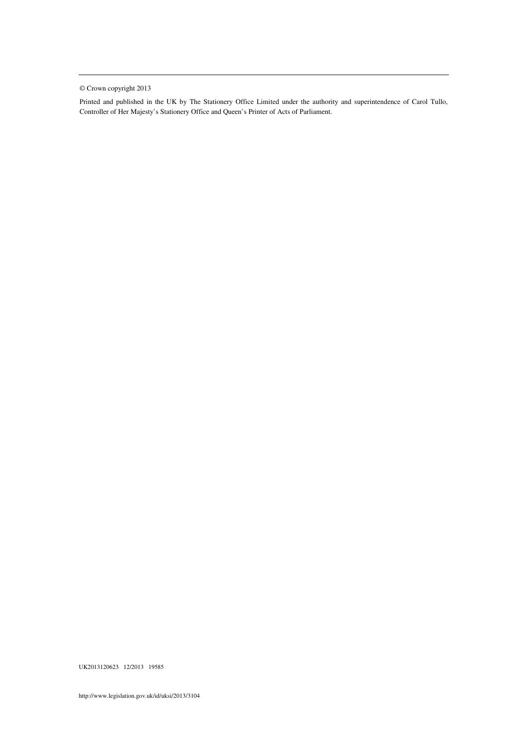© Crown copyright 2013

Printed and published in the UK by The Stationery Office Limited under the authority and superintendence of Carol Tullo, Controller of Her Majesty's Stationery Office and Queen's Printer of Acts of Parliament.

UK2013120623 12/2013 19585

http://www.legislation.gov.uk/id/uksi/2013/3104